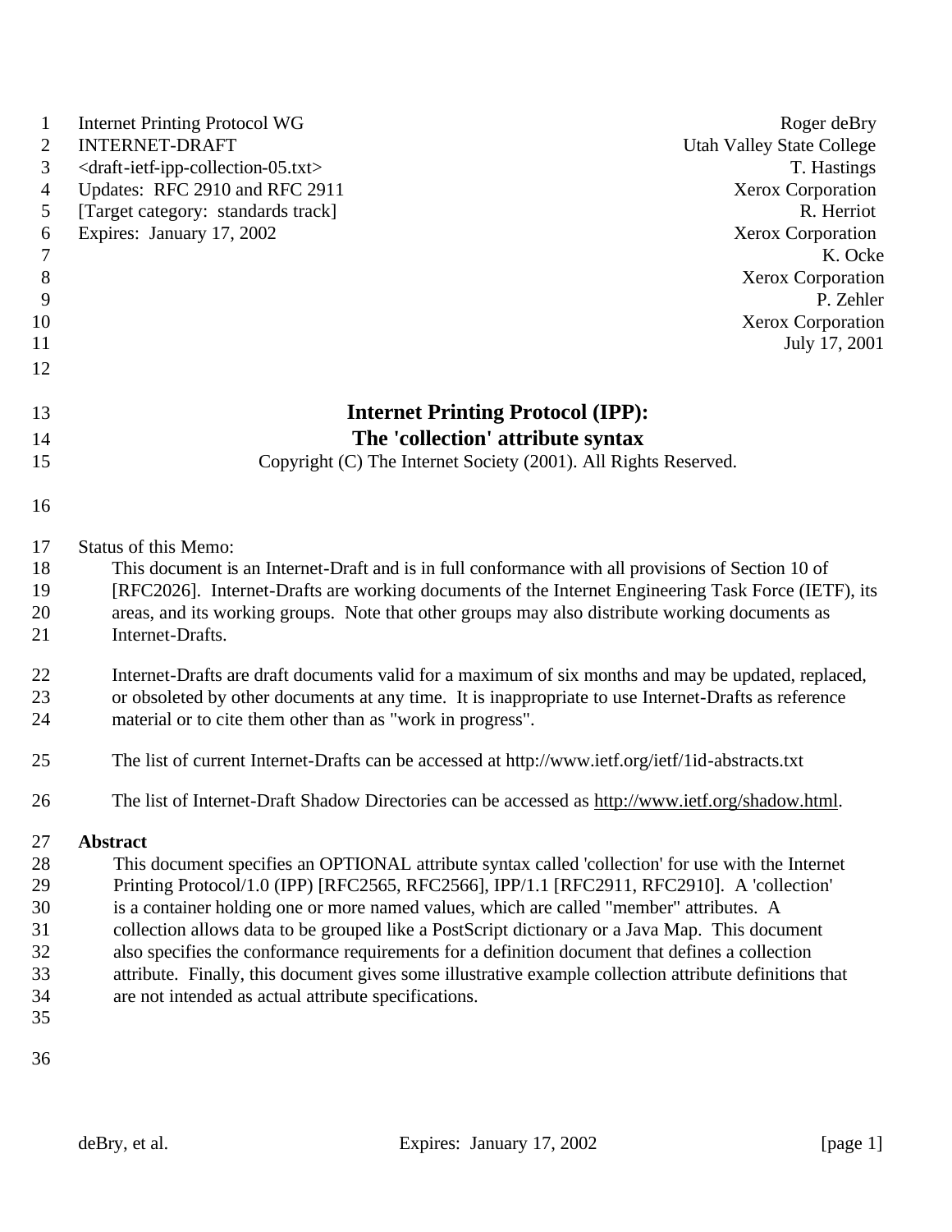Internet Printing Protocol WG
INTERNET-DRAFT
<draft-ietf-ipp-collection-05.txt>
Updates: RFC 2910 and RFC 2911
[Target category: standards track]
Expires: January 17, 2002

Roger deBry
Utah Valley State College
T. Hastings
Xerox Corporation
R. Herriot
Xerox Corporation
K. Ocke
Xerox Corporation
P. Zehler
Xerox Corporation
July 17, 2001

# Internet Printing Protocol (IPP): The 'collection' attribute syntax

Copyright (C) The Internet Society (2001). All Rights Reserved.

Status of this Memo:

This document is an Internet-Draft and is in full conformance with all provisions of Section 10 of [RFC2026]. Internet-Drafts are working documents of the Internet Engineering Task Force (IETF), its areas, and its working groups. Note that other groups may also distribute working documents as Internet-Drafts.

Internet-Drafts are draft documents valid for a maximum of six months and may be updated, replaced, or obsoleted by other documents at any time. It is inappropriate to use Internet-Drafts as reference material or to cite them other than as "work in progress".

The list of current Internet-Drafts can be accessed at http://www.ietf.org/ietf/1id-abstracts.txt

The list of Internet-Draft Shadow Directories can be accessed as http://www.ietf.org/shadow.html.

**Abstract**

This document specifies an OPTIONAL attribute syntax called 'collection' for use with the Internet Printing Protocol/1.0 (IPP) [RFC2565, RFC2566], IPP/1.1 [RFC2911, RFC2910]. A 'collection' is a container holding one or more named values, which are called "member" attributes. A collection allows data to be grouped like a PostScript dictionary or a Java Map. This document also specifies the conformance requirements for a definition document that defines a collection attribute. Finally, this document gives some illustrative example collection attribute definitions that are not intended as actual attribute specifications.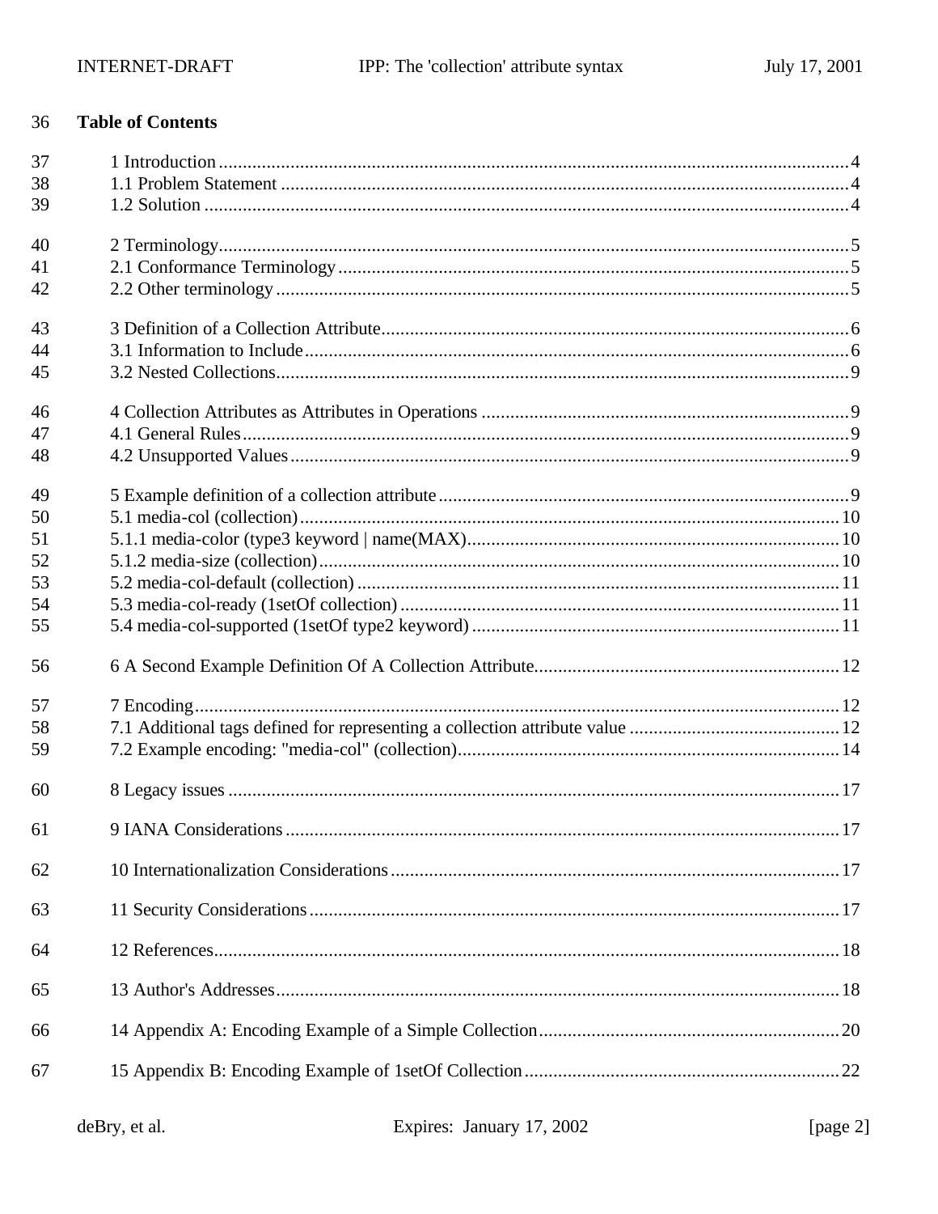36 **Table of Contents**

37 1 Introduction ........ 4
38 1.1 Problem Statement ........ 4
39 1.2 Solution ........ 4

40 2 Terminology ........ 5
41 2.1 Conformance Terminology ........ 5
42 2.2 Other terminology ........ 5

43 3 Definition of a Collection Attribute ........ 6
44 3.1 Information to Include ........ 6
45 3.2 Nested Collections ........ 9

46 4 Collection Attributes as Attributes in Operations ........ 9
47 4.1 General Rules ........ 9
48 4.2 Unsupported Values ........ 9

49 5 Example definition of a collection attribute ........ 9
50 5.1 media-col (collection) ........ 10
51 5.1.1 media-color (type3 keyword | name(MAX) ........ 10
52 5.1.2 media-size (collection) ........ 10
53 5.2 media-col-default (collection) ........ 11
54 5.3 media-col-ready (1setOf collection) ........ 11
55 5.4 media-col-supported (1setOf type2 keyword) ........ 11

56 6 A Second Example Definition Of A Collection Attribute ........ 12

57 7 Encoding ........ 12
58 7.1 Additional tags defined for representing a collection attribute value ........ 12
59 7.2 Example encoding: "media-col" (collection) ........ 14

60 8 Legacy issues ........ 17

61 9 IANA Considerations ........ 17

62 10 Internationalization Considerations ........ 17

63 11 Security Considerations ........ 17

64 12 References ........ 18

65 13 Author's Addresses ........ 18

66 14 Appendix A: Encoding Example of a Simple Collection ........ 20

67 15 Appendix B: Encoding Example of 1setOf Collection ........ 22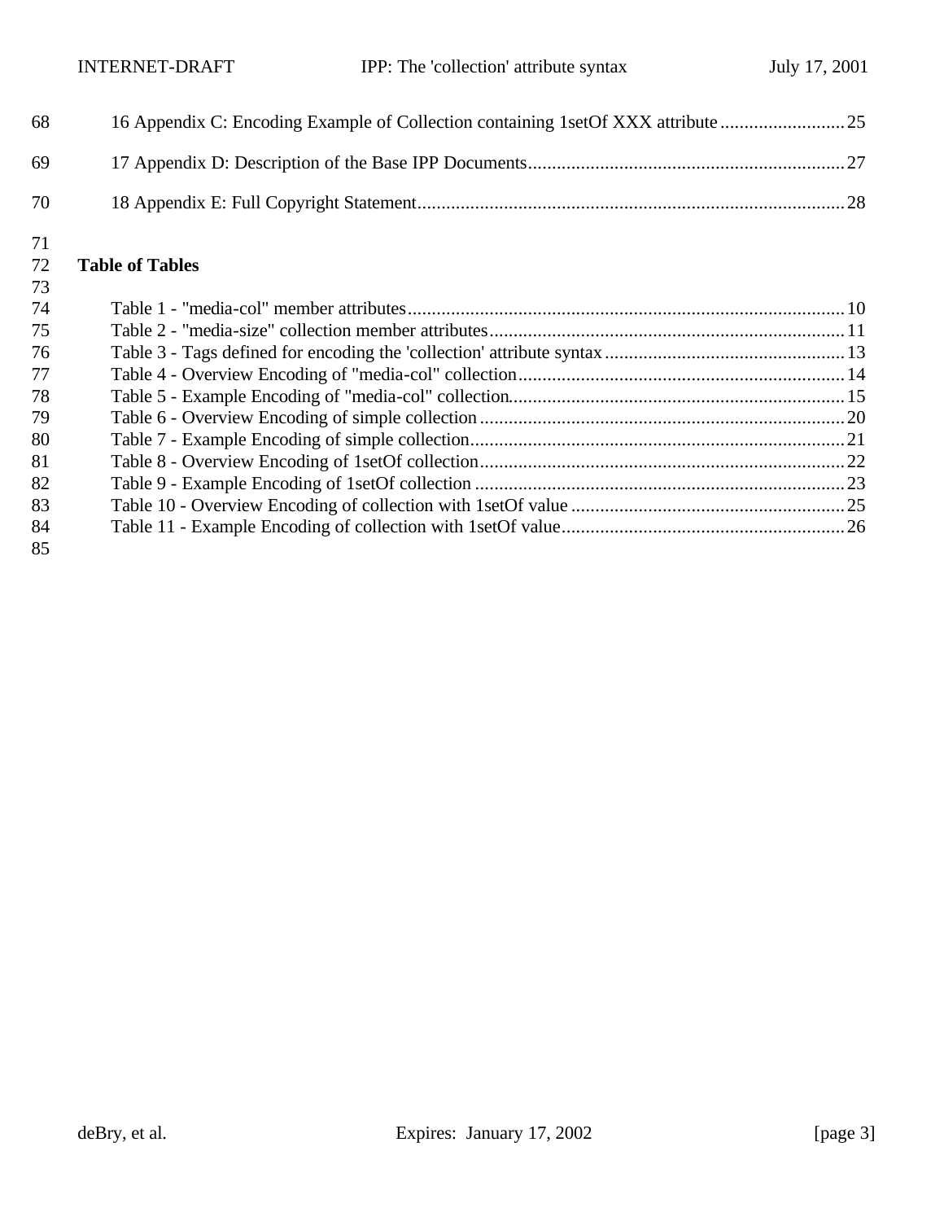16 Appendix C: Encoding Example of Collection containing 1setOf XXX attribute .......................... 25

17 Appendix D: Description of the Base IPP Documents................................................................. 27

18 Appendix E: Full Copyright Statement........................................................................................ 28

**Table of Tables**

Table 1 - "media-col" member attributes.......................................................................................... 10
Table 2 - "media-size" collection member attributes......................................................................... 11
Table 3 - Tags defined for encoding the 'collection' attribute syntax ................................................. 13
Table 4 - Overview Encoding of "media-col" collection................................................................... 14
Table 5 - Example Encoding of "media-col" collection..................................................................... 15
Table 6 - Overview Encoding of simple collection ............................................................................ 20
Table 7 - Example Encoding of simple collection.............................................................................. 21
Table 8 - Overview Encoding of 1setOf collection............................................................................ 22
Table 9 - Example Encoding of 1setOf collection ............................................................................. 23
Table 10 - Overview Encoding of collection with 1setOf value ......................................................... 25
Table 11 - Example Encoding of collection with 1setOf value........................................................... 26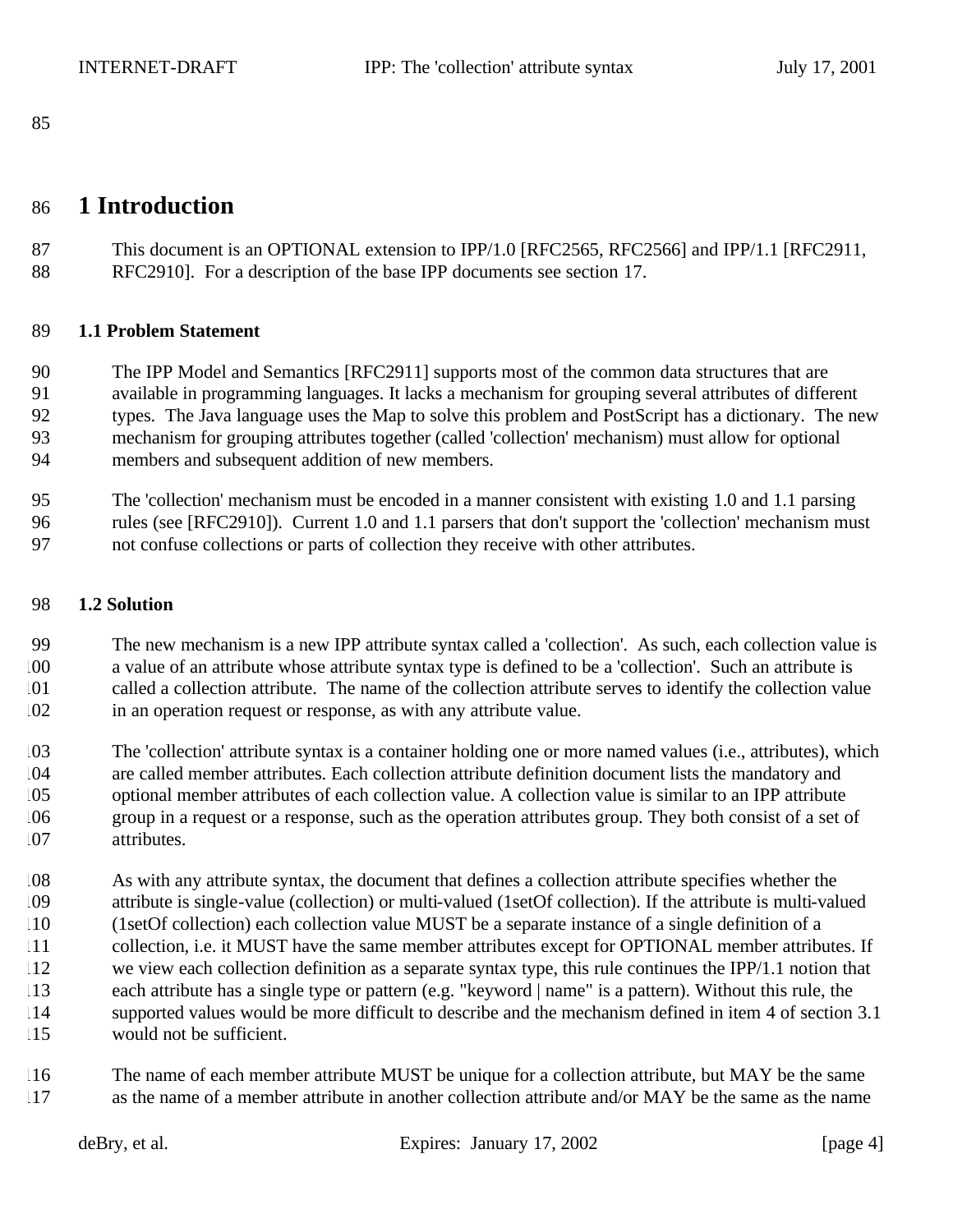# 1 Introduction

This document is an OPTIONAL extension to IPP/1.0 [RFC2565, RFC2566] and IPP/1.1 [RFC2911, RFC2910]. For a description of the base IPP documents see section 17.

### 1.1 Problem Statement

The IPP Model and Semantics [RFC2911] supports most of the common data structures that are available in programming languages. It lacks a mechanism for grouping several attributes of different types. The Java language uses the Map to solve this problem and PostScript has a dictionary. The new mechanism for grouping attributes together (called 'collection' mechanism) must allow for optional members and subsequent addition of new members.

The 'collection' mechanism must be encoded in a manner consistent with existing 1.0 and 1.1 parsing rules (see [RFC2910]). Current 1.0 and 1.1 parsers that don't support the 'collection' mechanism must not confuse collections or parts of collection they receive with other attributes.

### 1.2 Solution

The new mechanism is a new IPP attribute syntax called a 'collection'. As such, each collection value is a value of an attribute whose attribute syntax type is defined to be a 'collection'. Such an attribute is called a collection attribute. The name of the collection attribute serves to identify the collection value in an operation request or response, as with any attribute value.

The 'collection' attribute syntax is a container holding one or more named values (i.e., attributes), which are called member attributes. Each collection attribute definition document lists the mandatory and optional member attributes of each collection value. A collection value is similar to an IPP attribute group in a request or a response, such as the operation attributes group. They both consist of a set of attributes.

As with any attribute syntax, the document that defines a collection attribute specifies whether the attribute is single-value (collection) or multi-valued (1setOf collection). If the attribute is multi-valued (1setOf collection) each collection value MUST be a separate instance of a single definition of a collection, i.e. it MUST have the same member attributes except for OPTIONAL member attributes. If we view each collection definition as a separate syntax type, this rule continues the IPP/1.1 notion that each attribute has a single type or pattern (e.g. "keyword | name" is a pattern). Without this rule, the supported values would be more difficult to describe and the mechanism defined in item 4 of section 3.1 would not be sufficient.

The name of each member attribute MUST be unique for a collection attribute, but MAY be the same as the name of a member attribute in another collection attribute and/or MAY be the same as the name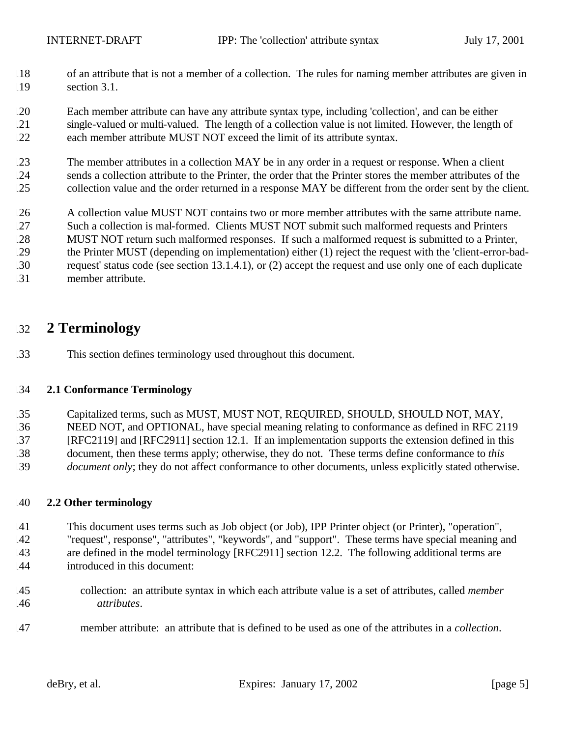of an attribute that is not a member of a collection. The rules for naming member attributes are given in section 3.1.

Each member attribute can have any attribute syntax type, including 'collection', and can be either single-valued or multi-valued. The length of a collection value is not limited. However, the length of each member attribute MUST NOT exceed the limit of its attribute syntax.

The member attributes in a collection MAY be in any order in a request or response. When a client sends a collection attribute to the Printer, the order that the Printer stores the member attributes of the collection value and the order returned in a response MAY be different from the order sent by the client.

A collection value MUST NOT contains two or more member attributes with the same attribute name. Such a collection is mal-formed. Clients MUST NOT submit such malformed requests and Printers MUST NOT return such malformed responses. If such a malformed request is submitted to a Printer, the Printer MUST (depending on implementation) either (1) reject the request with the 'client-error-bad-request' status code (see section 13.1.4.1), or (2) accept the request and use only one of each duplicate member attribute.

# 2 Terminology

This section defines terminology used throughout this document.

## 2.1 Conformance Terminology

Capitalized terms, such as MUST, MUST NOT, REQUIRED, SHOULD, SHOULD NOT, MAY, NEED NOT, and OPTIONAL, have special meaning relating to conformance as defined in RFC 2119 [RFC2119] and [RFC2911] section 12.1. If an implementation supports the extension defined in this document, then these terms apply; otherwise, they do not. These terms define conformance to *this document only*; they do not affect conformance to other documents, unless explicitly stated otherwise.

## 2.2 Other terminology

This document uses terms such as Job object (or Job), IPP Printer object (or Printer), "operation", "request", response", "attributes", "keywords", and "support". These terms have special meaning and are defined in the model terminology [RFC2911] section 12.2. The following additional terms are introduced in this document:

collection: an attribute syntax in which each attribute value is a set of attributes, called *member attributes*.

member attribute: an attribute that is defined to be used as one of the attributes in a *collection*.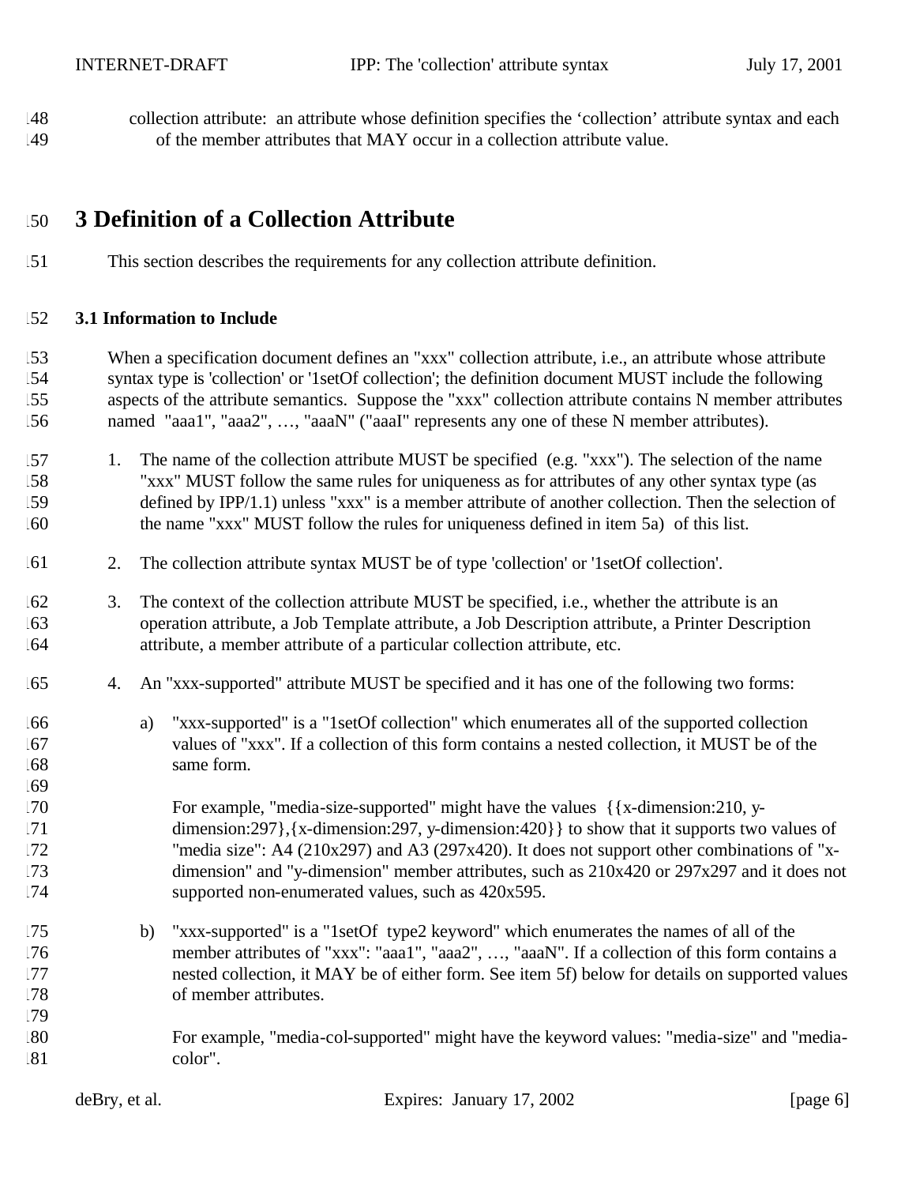collection attribute: an attribute whose definition specifies the 'collection' attribute syntax and each of the member attributes that MAY occur in a collection attribute value.

# 3 Definition of a Collection Attribute

This section describes the requirements for any collection attribute definition.

### 3.1 Information to Include

When a specification document defines an "xxx" collection attribute, i.e., an attribute whose attribute syntax type is 'collection' or '1setOf collection'; the definition document MUST include the following aspects of the attribute semantics. Suppose the "xxx" collection attribute contains N member attributes named "aaa1", "aaa2", …, "aaaN" ("aaaI" represents any one of these N member attributes).

1. The name of the collection attribute MUST be specified (e.g. "xxx"). The selection of the name "xxx" MUST follow the same rules for uniqueness as for attributes of any other syntax type (as defined by IPP/1.1) unless "xxx" is a member attribute of another collection. Then the selection of the name "xxx" MUST follow the rules for uniqueness defined in item 5a) of this list.

2. The collection attribute syntax MUST be of type 'collection' or '1setOf collection'.

3. The context of the collection attribute MUST be specified, i.e., whether the attribute is an operation attribute, a Job Template attribute, a Job Description attribute, a Printer Description attribute, a member attribute of a particular collection attribute, etc.

4. An "xxx-supported" attribute MUST be specified and it has one of the following two forms:

   a) "xxx-supported" is a "1setOf collection" which enumerates all of the supported collection values of "xxx". If a collection of this form contains a nested collection, it MUST be of the same form.

      For example, "media-size-supported" might have the values {{x-dimension:210, y-dimension:297},{x-dimension:297, y-dimension:420}} to show that it supports two values of "media size": A4 (210x297) and A3 (297x420). It does not support other combinations of "x-dimension" and "y-dimension" member attributes, such as 210x420 or 297x297 and it does not supported non-enumerated values, such as 420x595.

   b) "xxx-supported" is a "1setOf type2 keyword" which enumerates the names of all of the member attributes of "xxx": "aaa1", "aaa2", …, "aaaN". If a collection of this form contains a nested collection, it MAY be of either form. See item 5f) below for details on supported values of member attributes.

      For example, "media-col-supported" might have the keyword values: "media-size" and "media-color".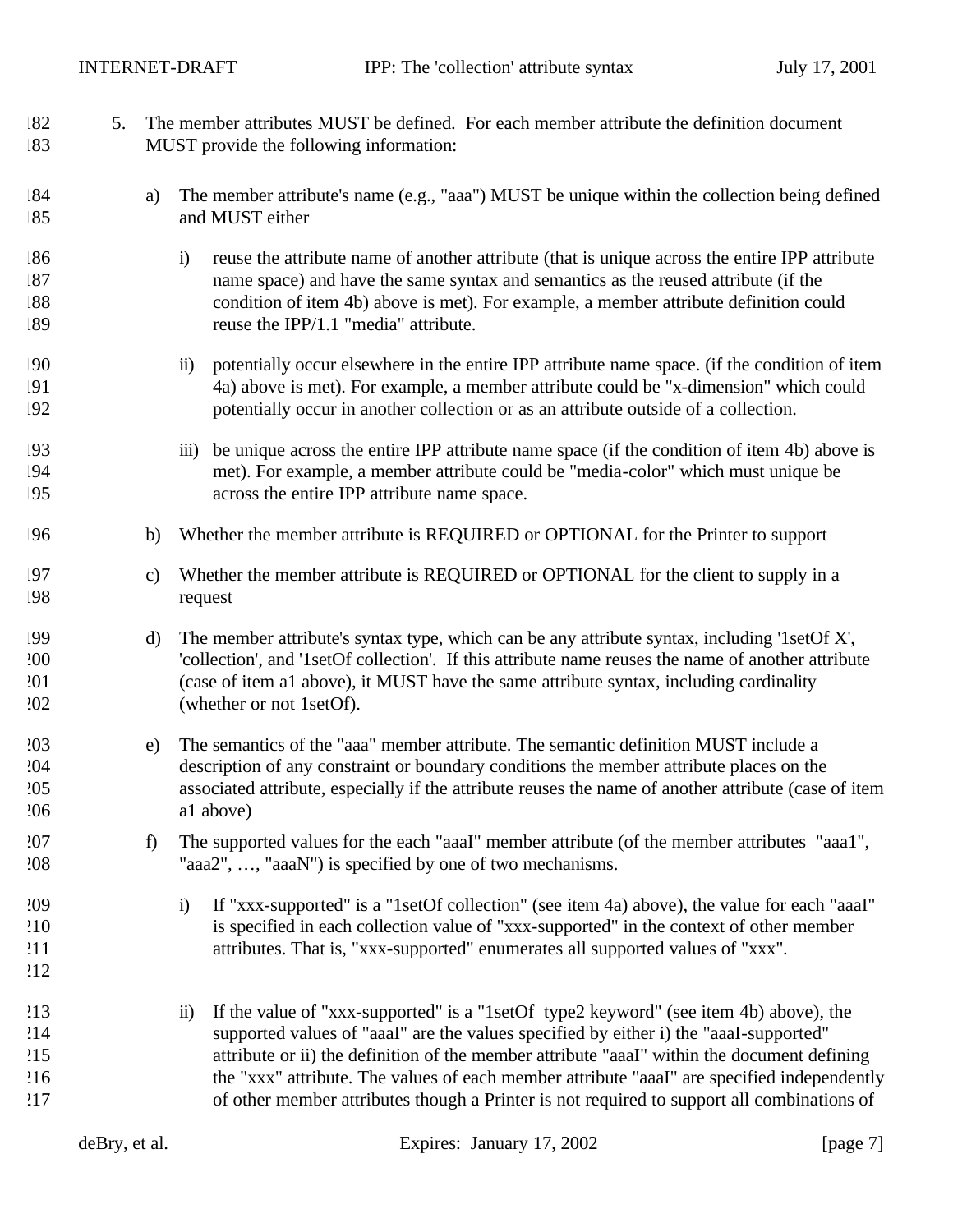5. The member attributes MUST be defined. For each member attribute the definition document MUST provide the following information:

   a) The member attribute's name (e.g., "aaa") MUST be unique within the collection being defined and MUST either

      i) reuse the attribute name of another attribute (that is unique across the entire IPP attribute name space) and have the same syntax and semantics as the reused attribute (if the condition of item 4b) above is met). For example, a member attribute definition could reuse the IPP/1.1 "media" attribute.

      ii) potentially occur elsewhere in the entire IPP attribute name space. (if the condition of item 4a) above is met). For example, a member attribute could be "x-dimension" which could potentially occur in another collection or as an attribute outside of a collection.

      iii) be unique across the entire IPP attribute name space (if the condition of item 4b) above is met). For example, a member attribute could be "media-color" which must unique be across the entire IPP attribute name space.

   b) Whether the member attribute is REQUIRED or OPTIONAL for the Printer to support

   c) Whether the member attribute is REQUIRED or OPTIONAL for the client to supply in a request

   d) The member attribute's syntax type, which can be any attribute syntax, including '1setOf X', 'collection', and '1setOf collection'. If this attribute name reuses the name of another attribute (case of item a1 above), it MUST have the same attribute syntax, including cardinality (whether or not 1setOf).

   e) The semantics of the "aaa" member attribute. The semantic definition MUST include a description of any constraint or boundary conditions the member attribute places on the associated attribute, especially if the attribute reuses the name of another attribute (case of item a1 above)

   f) The supported values for the each "aaaI" member attribute (of the member attributes "aaa1", "aaa2", …, "aaaN") is specified by one of two mechanisms.

      i) If "xxx-supported" is a "1setOf collection" (see item 4a) above), the value for each "aaaI" is specified in each collection value of "xxx-supported" in the context of other member attributes. That is, "xxx-supported" enumerates all supported values of "xxx".

      ii) If the value of "xxx-supported" is a "1setOf type2 keyword" (see item 4b) above), the supported values of "aaaI" are the values specified by either i) the "aaaI-supported" attribute or ii) the definition of the member attribute "aaaI" within the document defining the "xxx" attribute. The values of each member attribute "aaaI" are specified independently of other member attributes though a Printer is not required to support all combinations of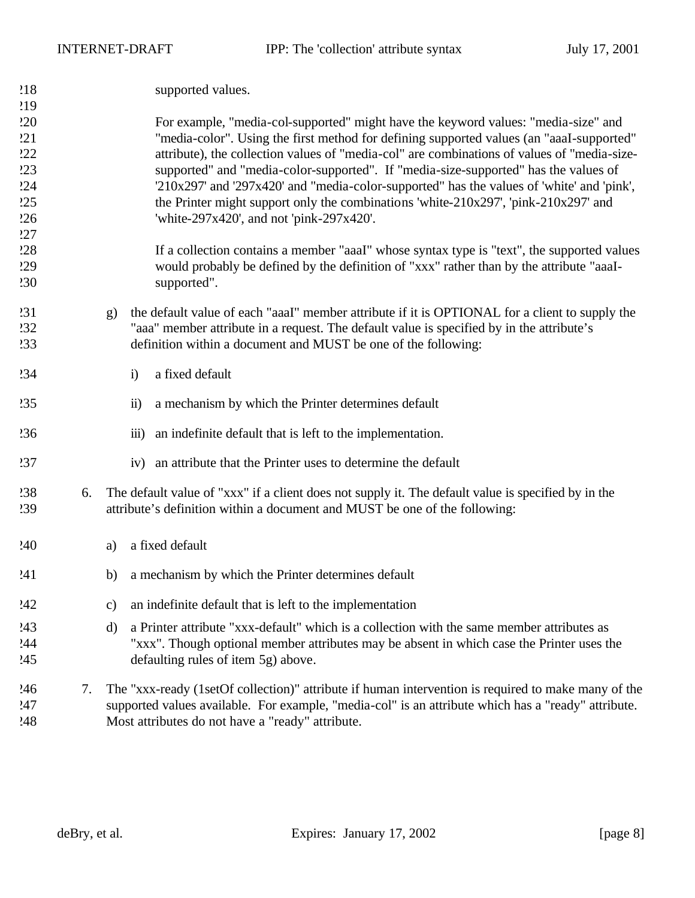supported values.

For example, "media-col-supported" might have the keyword values: "media-size" and "media-color". Using the first method for defining supported values (an "aaaI-supported" attribute), the collection values of "media-col" are combinations of values of "media-size-supported" and "media-color-supported". If "media-size-supported" has the values of '210x297' and '297x420' and "media-color-supported" has the values of 'white' and 'pink', the Printer might support only the combinations 'white-210x297', 'pink-210x297' and 'white-297x420', and not 'pink-297x420'.

If a collection contains a member "aaaI" whose syntax type is "text", the supported values would probably be defined by the definition of "xxx" rather than by the attribute "aaaI-supported".

g) the default value of each "aaaI" member attribute if it is OPTIONAL for a client to supply the "aaa" member attribute in a request. The default value is specified by in the attribute's definition within a document and MUST be one of the following:

   i) a fixed default

   ii) a mechanism by which the Printer determines default

   iii) an indefinite default that is left to the implementation.

   iv) an attribute that the Printer uses to determine the default

6. The default value of "xxx" if a client does not supply it. The default value is specified by in the attribute's definition within a document and MUST be one of the following:

   a) a fixed default

   b) a mechanism by which the Printer determines default

   c) an indefinite default that is left to the implementation

   d) a Printer attribute "xxx-default" which is a collection with the same member attributes as "xxx". Though optional member attributes may be absent in which case the Printer uses the defaulting rules of item 5g) above.

7. The "xxx-ready (1setOf collection)" attribute if human intervention is required to make many of the supported values available. For example, "media-col" is an attribute which has a "ready" attribute. Most attributes do not have a "ready" attribute.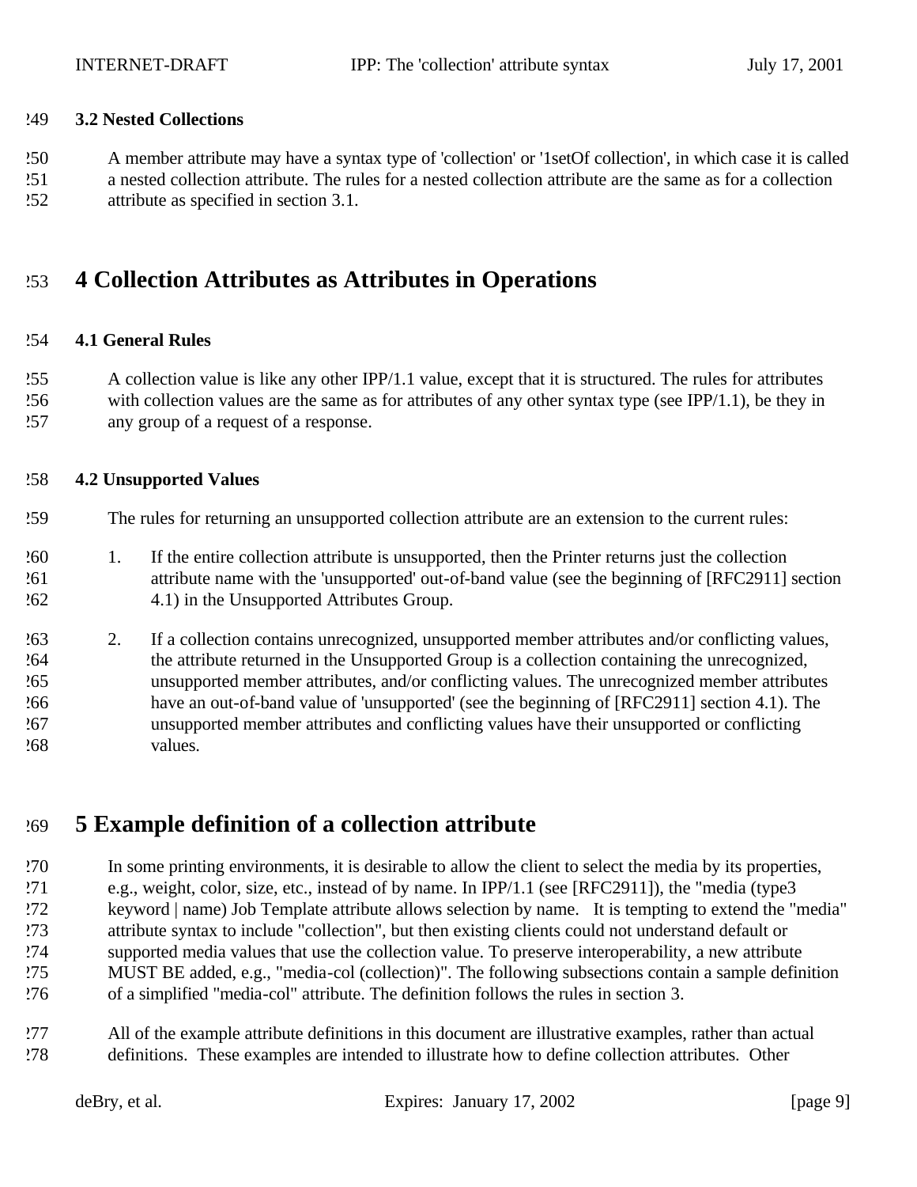### 3.2 Nested Collections

A member attribute may have a syntax type of 'collection' or '1setOf collection', in which case it is called a nested collection attribute. The rules for a nested collection attribute are the same as for a collection attribute as specified in section 3.1.

# 4 Collection Attributes as Attributes in Operations

### 4.1 General Rules

A collection value is like any other IPP/1.1 value, except that it is structured. The rules for attributes with collection values are the same as for attributes of any other syntax type (see IPP/1.1), be they in any group of a request of a response.

### 4.2 Unsupported Values

The rules for returning an unsupported collection attribute are an extension to the current rules:

1. If the entire collection attribute is unsupported, then the Printer returns just the collection attribute name with the 'unsupported' out-of-band value (see the beginning of [RFC2911] section 4.1) in the Unsupported Attributes Group.

2. If a collection contains unrecognized, unsupported member attributes and/or conflicting values, the attribute returned in the Unsupported Group is a collection containing the unrecognized, unsupported member attributes, and/or conflicting values. The unrecognized member attributes have an out-of-band value of 'unsupported' (see the beginning of [RFC2911] section 4.1). The unsupported member attributes and conflicting values have their unsupported or conflicting values.

# 5 Example definition of a collection attribute

In some printing environments, it is desirable to allow the client to select the media by its properties, e.g., weight, color, size, etc., instead of by name. In IPP/1.1 (see [RFC2911]), the "media (type3 keyword | name) Job Template attribute allows selection by name. It is tempting to extend the "media" attribute syntax to include "collection", but then existing clients could not understand default or supported media values that use the collection value. To preserve interoperability, a new attribute MUST BE added, e.g., "media-col (collection)". The following subsections contain a sample definition of a simplified "media-col" attribute. The definition follows the rules in section 3.

All of the example attribute definitions in this document are illustrative examples, rather than actual definitions. These examples are intended to illustrate how to define collection attributes. Other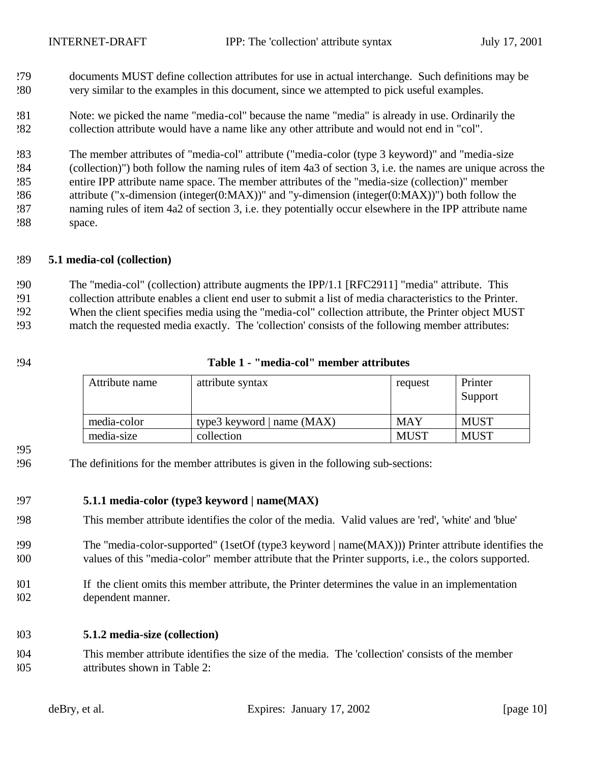documents MUST define collection attributes for use in actual interchange. Such definitions may be very similar to the examples in this document, since we attempted to pick useful examples.

Note: we picked the name "media-col" because the name "media" is already in use. Ordinarily the collection attribute would have a name like any other attribute and would not end in "col".

The member attributes of "media-col" attribute ("media-color (type 3 keyword)" and "media-size (collection)") both follow the naming rules of item 4a3 of section 3, i.e. the names are unique across the entire IPP attribute name space. The member attributes of the "media-size (collection)" member attribute ("x-dimension (integer(0:MAX))" and "y-dimension (integer(0:MAX))") both follow the naming rules of item 4a2 of section 3, i.e. they potentially occur elsewhere in the IPP attribute name space.

## 5.1 media-col (collection)

The "media-col" (collection) attribute augments the IPP/1.1 [RFC2911] "media" attribute. This collection attribute enables a client end user to submit a list of media characteristics to the Printer. When the client specifies media using the "media-col" collection attribute, the Printer object MUST match the requested media exactly. The 'collection' consists of the following member attributes:

**Table 1 - "media-col" member attributes**

| Attribute name | attribute syntax | request | Printer Support |
|---|---|---|---|
| media-color | type3 keyword \| name (MAX) | MAY | MUST |
| media-size | collection | MUST | MUST |

The definitions for the member attributes is given in the following sub-sections:

### 5.1.1 media-color (type3 keyword | name(MAX)

This member attribute identifies the color of the media. Valid values are 'red', 'white' and 'blue'

The "media-color-supported" (1setOf (type3 keyword | name(MAX))) Printer attribute identifies the values of this "media-color" member attribute that the Printer supports, i.e., the colors supported.

If the client omits this member attribute, the Printer determines the value in an implementation dependent manner.

### 5.1.2 media-size (collection)

This member attribute identifies the size of the media. The 'collection' consists of the member attributes shown in Table 2: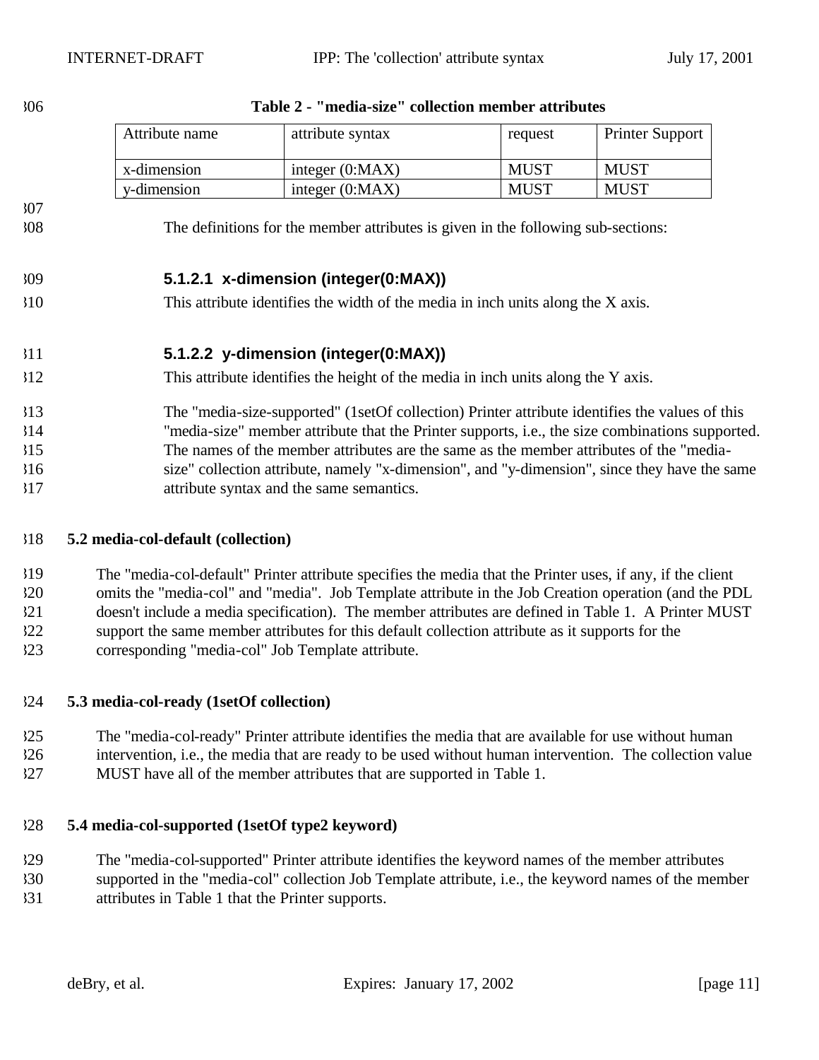**Table 2 - "media-size" collection member attributes**

| Attribute name | attribute syntax | request | Printer Support |
|---|---|---|---|
| x-dimension | integer (0:MAX) | MUST | MUST |
| y-dimension | integer (0:MAX) | MUST | MUST |

The definitions for the member attributes is given in the following sub-sections:

#### 5.1.2.1 x-dimension (integer(0:MAX))

This attribute identifies the width of the media in inch units along the X axis.

#### 5.1.2.2 y-dimension (integer(0:MAX))

This attribute identifies the height of the media in inch units along the Y axis.

The "media-size-supported" (1setOf collection) Printer attribute identifies the values of this "media-size" member attribute that the Printer supports, i.e., the size combinations supported. The names of the member attributes are the same as the member attributes of the "media-size" collection attribute, namely "x-dimension", and "y-dimension", since they have the same attribute syntax and the same semantics.

### 5.2 media-col-default (collection)

The "media-col-default" Printer attribute specifies the media that the Printer uses, if any, if the client omits the "media-col" and "media". Job Template attribute in the Job Creation operation (and the PDL doesn't include a media specification). The member attributes are defined in Table 1. A Printer MUST support the same member attributes for this default collection attribute as it supports for the corresponding "media-col" Job Template attribute.

### 5.3 media-col-ready (1setOf collection)

The "media-col-ready" Printer attribute identifies the media that are available for use without human intervention, i.e., the media that are ready to be used without human intervention. The collection value MUST have all of the member attributes that are supported in Table 1.

### 5.4 media-col-supported (1setOf type2 keyword)

The "media-col-supported" Printer attribute identifies the keyword names of the member attributes supported in the "media-col" collection Job Template attribute, i.e., the keyword names of the member attributes in Table 1 that the Printer supports.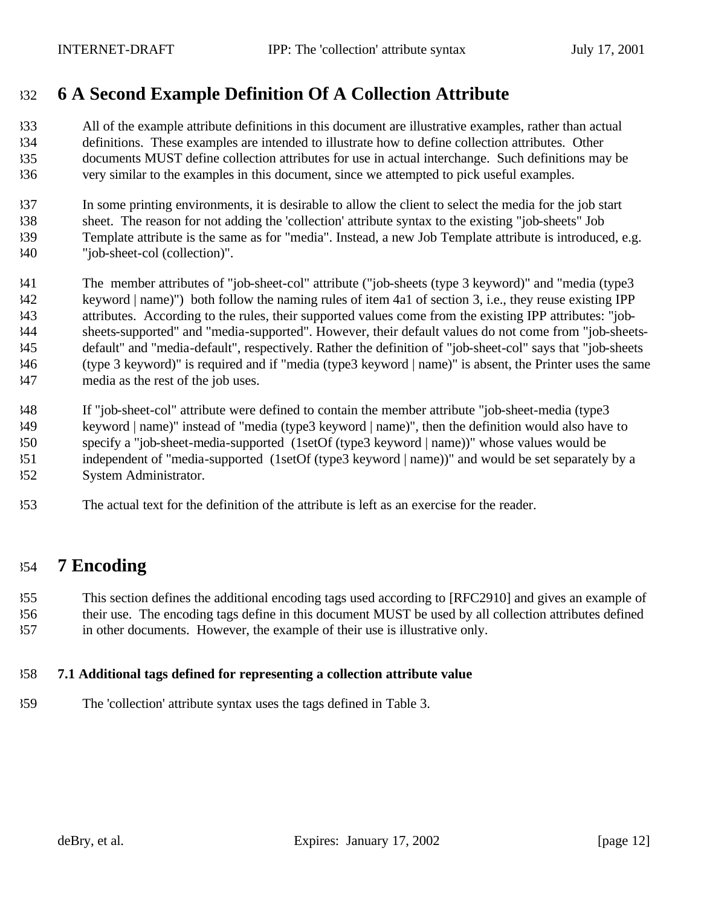# 6 A Second Example Definition Of A Collection Attribute

All of the example attribute definitions in this document are illustrative examples, rather than actual definitions. These examples are intended to illustrate how to define collection attributes. Other documents MUST define collection attributes for use in actual interchange. Such definitions may be very similar to the examples in this document, since we attempted to pick useful examples.

In some printing environments, it is desirable to allow the client to select the media for the job start sheet. The reason for not adding the 'collection' attribute syntax to the existing "job-sheets" Job Template attribute is the same as for "media". Instead, a new Job Template attribute is introduced, e.g. "job-sheet-col (collection)".

The member attributes of "job-sheet-col" attribute ("job-sheets (type 3 keyword)" and "media (type3 keyword | name)") both follow the naming rules of item 4a1 of section 3, i.e., they reuse existing IPP attributes. According to the rules, their supported values come from the existing IPP attributes: "job-sheets-supported" and "media-supported". However, their default values do not come from "job-sheets-default" and "media-default", respectively. Rather the definition of "job-sheet-col" says that "job-sheets (type 3 keyword)" is required and if "media (type3 keyword | name)" is absent, the Printer uses the same media as the rest of the job uses.

If "job-sheet-col" attribute were defined to contain the member attribute "job-sheet-media (type3 keyword | name)" instead of "media (type3 keyword | name)", then the definition would also have to specify a "job-sheet-media-supported (1setOf (type3 keyword | name))" whose values would be independent of "media-supported (1setOf (type3 keyword | name))" and would be set separately by a System Administrator.

The actual text for the definition of the attribute is left as an exercise for the reader.

# 7 Encoding

This section defines the additional encoding tags used according to [RFC2910] and gives an example of their use. The encoding tags define in this document MUST be used by all collection attributes defined in other documents. However, the example of their use is illustrative only.

### 7.1 Additional tags defined for representing a collection attribute value

The 'collection' attribute syntax uses the tags defined in Table 3.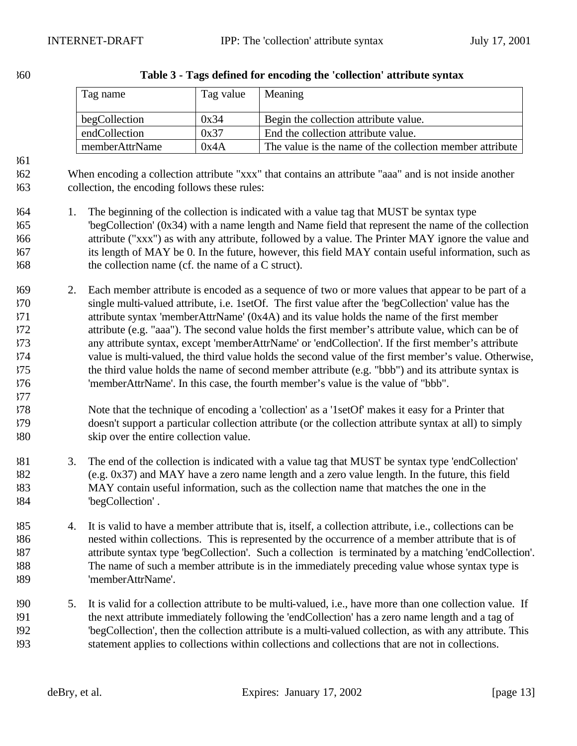**Table 3 - Tags defined for encoding the 'collection' attribute syntax**

| Tag name | Tag value | Meaning |
|---|---|---|
| begCollection | 0x34 | Begin the collection attribute value. |
| endCollection | 0x37 | End the collection attribute value. |
| memberAttrName | 0x4A | The value is the name of the collection member attribute |

When encoding a collection attribute "xxx" that contains an attribute "aaa" and is not inside another collection, the encoding follows these rules:

1. The beginning of the collection is indicated with a value tag that MUST be syntax type 'begCollection' (0x34) with a name length and Name field that represent the name of the collection attribute ("xxx") as with any attribute, followed by a value. The Printer MAY ignore the value and its length of MAY be 0. In the future, however, this field MAY contain useful information, such as the collection name (cf. the name of a C struct).

2. Each member attribute is encoded as a sequence of two or more values that appear to be part of a single multi-valued attribute, i.e. 1setOf. The first value after the 'begCollection' value has the attribute syntax 'memberAttrName' (0x4A) and its value holds the name of the first member attribute (e.g. "aaa"). The second value holds the first member's attribute value, which can be of any attribute syntax, except 'memberAttrName' or 'endCollection'. If the first member's attribute value is multi-valued, the third value holds the second value of the first member's value. Otherwise, the third value holds the name of second member attribute (e.g. "bbb") and its attribute syntax is 'memberAttrName'. In this case, the fourth member's value is the value of "bbb".

   Note that the technique of encoding a 'collection' as a '1setOf' makes it easy for a Printer that doesn't support a particular collection attribute (or the collection attribute syntax at all) to simply skip over the entire collection value.

3. The end of the collection is indicated with a value tag that MUST be syntax type 'endCollection' (e.g. 0x37) and MAY have a zero name length and a zero value length. In the future, this field MAY contain useful information, such as the collection name that matches the one in the 'begCollection' .

4. It is valid to have a member attribute that is, itself, a collection attribute, i.e., collections can be nested within collections. This is represented by the occurrence of a member attribute that is of attribute syntax type 'begCollection'. Such a collection is terminated by a matching 'endCollection'. The name of such a member attribute is in the immediately preceding value whose syntax type is 'memberAttrName'.

5. It is valid for a collection attribute to be multi-valued, i.e., have more than one collection value. If the next attribute immediately following the 'endCollection' has a zero name length and a tag of 'begCollection', then the collection attribute is a multi-valued collection, as with any attribute. This statement applies to collections within collections and collections that are not in collections.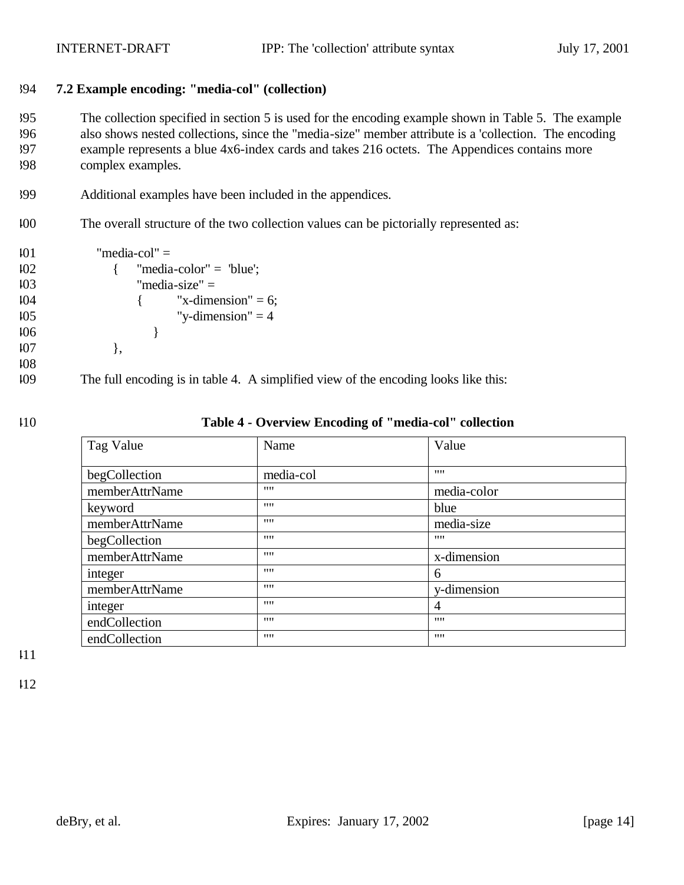### 7.2 Example encoding: "media-col" (collection)

The collection specified in section 5 is used for the encoding example shown in Table 5. The example also shows nested collections, since the "media-size" member attribute is a 'collection. The encoding example represents a blue 4x6-index cards and takes 216 octets. The Appendices contains more complex examples.

Additional examples have been included in the appendices.

The overall structure of the two collection values can be pictorially represented as:

```
"media-col" =
    {   "media-color" =  'blue';
        "media-size" =
        {       "x-dimension" = 6;
                "y-dimension" = 4
          }
    },
```

The full encoding is in table 4. A simplified view of the encoding looks like this:

**Table 4 - Overview Encoding of "media-col" collection**

| Tag Value | Name | Value |
|---|---|---|
| begCollection | media-col | "" |
| memberAttrName | "" | media-color |
| keyword | "" | blue |
| memberAttrName | "" | media-size |
| begCollection | "" | "" |
| memberAttrName | "" | x-dimension |
| integer | "" | 6 |
| memberAttrName | "" | y-dimension |
| integer | "" | 4 |
| endCollection | "" | "" |
| endCollection | "" | "" |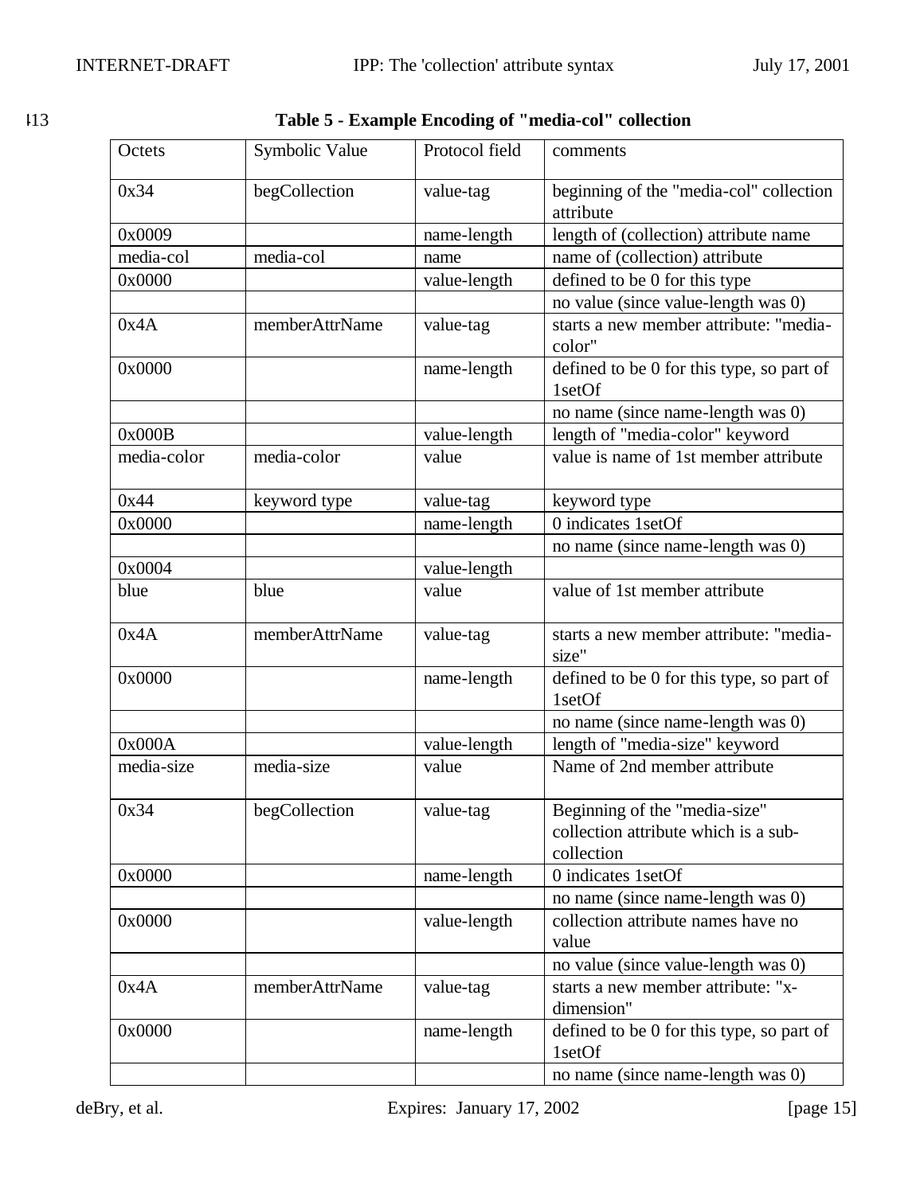**Table 5 - Example Encoding of "media-col" collection**

| Octets | Symbolic Value | Protocol field | comments |
|---|---|---|---|
| 0x34 | begCollection | value-tag | beginning of the "media-col" collection attribute |
| 0x0009 | | name-length | length of (collection) attribute name |
| media-col | media-col | name | name of (collection) attribute |
| 0x0000 | | value-length | defined to be 0 for this type |
| | | | no value (since value-length was 0) |
| 0x4A | memberAttrName | value-tag | starts a new member attribute: "media-color" |
| 0x0000 | | name-length | defined to be 0 for this type, so part of 1setOf |
| | | | no name (since name-length was 0) |
| 0x000B | | value-length | length of "media-color" keyword |
| media-color | media-color | value | value is name of 1st member attribute |
| 0x44 | keyword type | value-tag | keyword type |
| 0x0000 | | name-length | 0 indicates 1setOf |
| | | | no name (since name-length was 0) |
| 0x0004 | | value-length | |
| blue | blue | value | value of 1st member attribute |
| 0x4A | memberAttrName | value-tag | starts a new member attribute: "media-size" |
| 0x0000 | | name-length | defined to be 0 for this type, so part of 1setOf |
| | | | no name (since name-length was 0) |
| 0x000A | | value-length | length of "media-size" keyword |
| media-size | media-size | value | Name of 2nd member attribute |
| 0x34 | begCollection | value-tag | Beginning of the "media-size" collection attribute which is a sub-collection |
| 0x0000 | | name-length | 0 indicates 1setOf |
| | | | no name (since name-length was 0) |
| 0x0000 | | value-length | collection attribute names have no value |
| | | | no value (since value-length was 0) |
| 0x4A | memberAttrName | value-tag | starts a new member attribute: "x-dimension" |
| 0x0000 | | name-length | defined to be 0 for this type, so part of 1setOf |
| | | | no name (since name-length was 0) |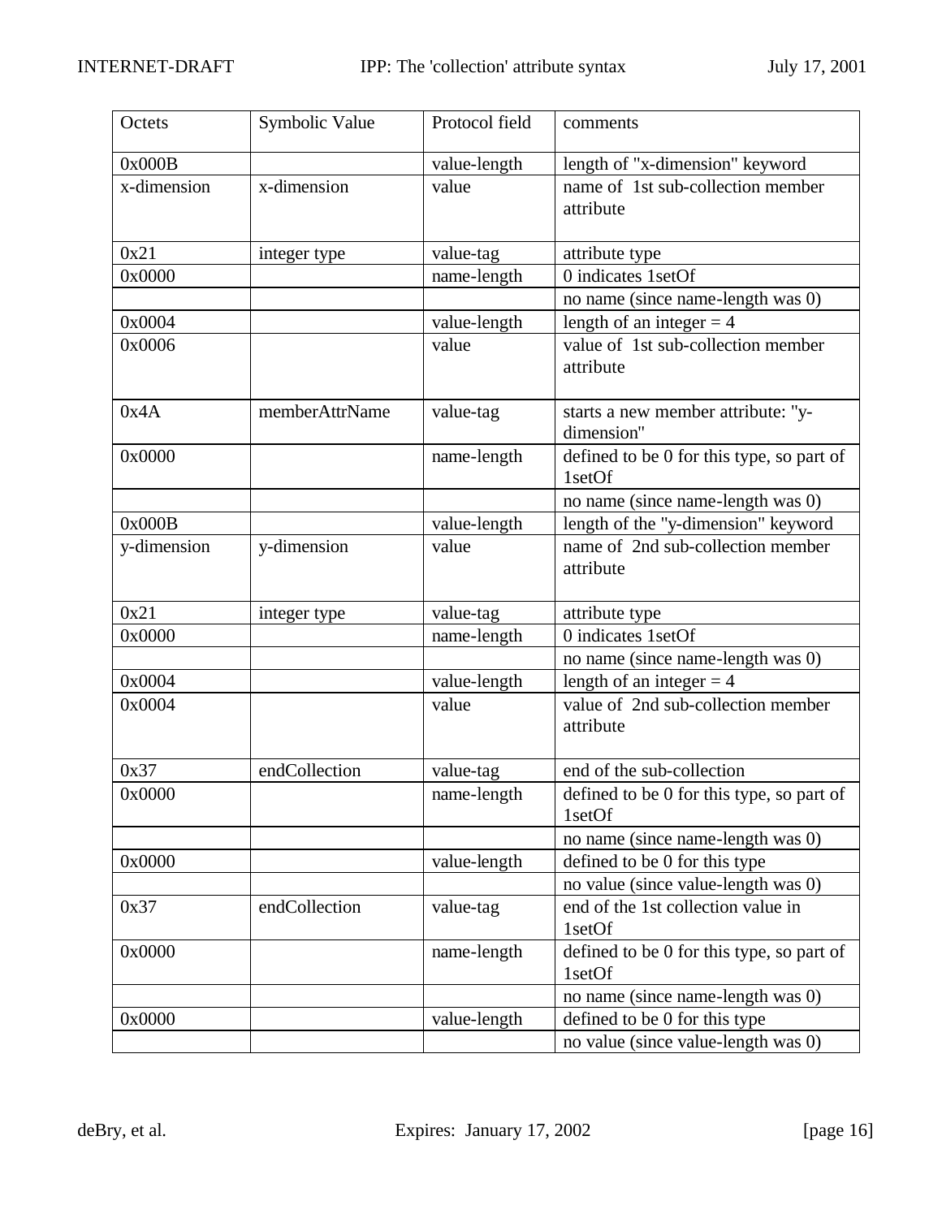| Octets | Symbolic Value | Protocol field | comments |
|---|---|---|---|
| 0x000B | | value-length | length of "x-dimension" keyword |
| x-dimension | x-dimension | value | name of 1st sub-collection member attribute |
| 0x21 | integer type | value-tag | attribute type |
| 0x0000 | | name-length | 0 indicates 1setOf |
| | | | no name (since name-length was 0) |
| 0x0004 | | value-length | length of an integer = 4 |
| 0x0006 | | value | value of 1st sub-collection member attribute |
| 0x4A | memberAttrName | value-tag | starts a new member attribute: "y-dimension" |
| 0x0000 | | name-length | defined to be 0 for this type, so part of 1setOf |
| | | | no name (since name-length was 0) |
| 0x000B | | value-length | length of the "y-dimension" keyword |
| y-dimension | y-dimension | value | name of 2nd sub-collection member attribute |
| 0x21 | integer type | value-tag | attribute type |
| 0x0000 | | name-length | 0 indicates 1setOf |
| | | | no name (since name-length was 0) |
| 0x0004 | | value-length | length of an integer = 4 |
| 0x0004 | | value | value of 2nd sub-collection member attribute |
| 0x37 | endCollection | value-tag | end of the sub-collection |
| 0x0000 | | name-length | defined to be 0 for this type, so part of 1setOf |
| | | | no name (since name-length was 0) |
| 0x0000 | | value-length | defined to be 0 for this type |
| | | | no value (since value-length was 0) |
| 0x37 | endCollection | value-tag | end of the 1st collection value in 1setOf |
| 0x0000 | | name-length | defined to be 0 for this type, so part of 1setOf |
| | | | no name (since name-length was 0) |
| 0x0000 | | value-length | defined to be 0 for this type |
| | | | no value (since value-length was 0) |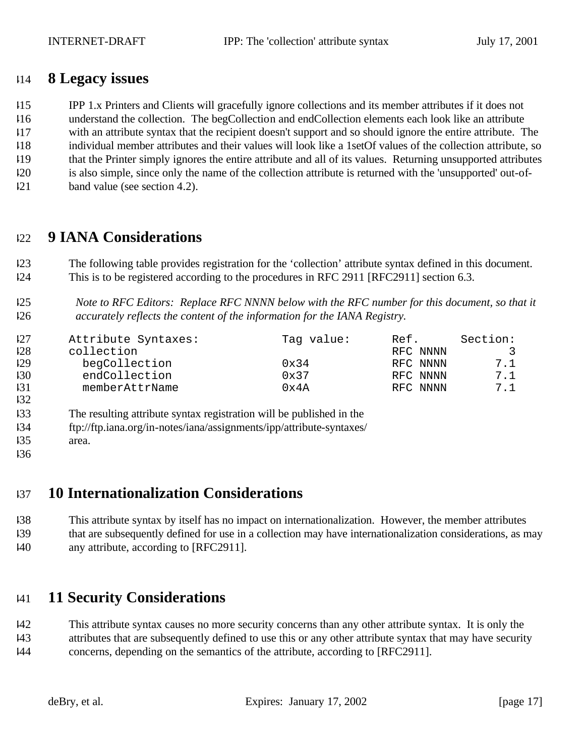## 8 Legacy issues

IPP 1.x Printers and Clients will gracefully ignore collections and its member attributes if it does not understand the collection. The begCollection and endCollection elements each look like an attribute with an attribute syntax that the recipient doesn't support and so should ignore the entire attribute. The individual member attributes and their values will look like a 1setOf values of the collection attribute, so that the Printer simply ignores the entire attribute and all of its values. Returning unsupported attributes is also simple, since only the name of the collection attribute is returned with the 'unsupported' out-of-band value (see section 4.2).

## 9 IANA Considerations

The following table provides registration for the 'collection' attribute syntax defined in this document. This is to be registered according to the procedures in RFC 2911 [RFC2911] section 6.3.

*Note to RFC Editors: Replace RFC NNNN below with the RFC number for this document, so that it accurately reflects the content of the information for the IANA Registry.*

```
Attribute Syntaxes:          Tag value:     Ref.      Section:
collection                                  RFC NNNN         3
  begCollection              0x34           RFC NNNN       7.1
  endCollection              0x37           RFC NNNN       7.1
  memberAttrName             0x4A           RFC NNNN       7.1
```

The resulting attribute syntax registration will be published in the ftp://ftp.iana.org/in-notes/iana/assignments/ipp/attribute-syntaxes/ area.

## 10 Internationalization Considerations

This attribute syntax by itself has no impact on internationalization. However, the member attributes that are subsequently defined for use in a collection may have internationalization considerations, as may any attribute, according to [RFC2911].

## 11 Security Considerations

This attribute syntax causes no more security concerns than any other attribute syntax. It is only the attributes that are subsequently defined to use this or any other attribute syntax that may have security concerns, depending on the semantics of the attribute, according to [RFC2911].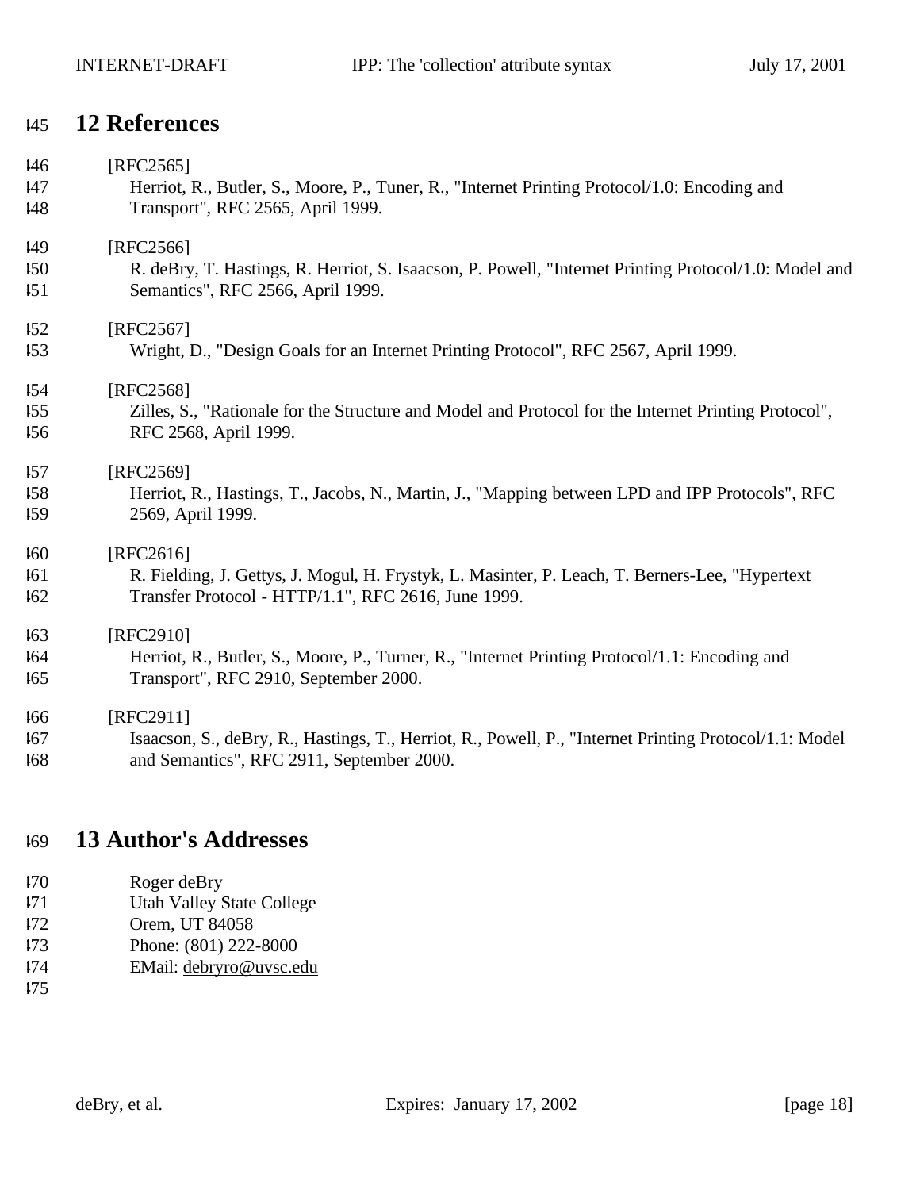# 12 References

[RFC2565]
Herriot, R., Butler, S., Moore, P., Tuner, R., "Internet Printing Protocol/1.0: Encoding and Transport", RFC 2565, April 1999.

[RFC2566]
R. deBry, T. Hastings, R. Herriot, S. Isaacson, P. Powell, "Internet Printing Protocol/1.0: Model and Semantics", RFC 2566, April 1999.

[RFC2567]
Wright, D., "Design Goals for an Internet Printing Protocol", RFC 2567, April 1999.

[RFC2568]
Zilles, S., "Rationale for the Structure and Model and Protocol for the Internet Printing Protocol", RFC 2568, April 1999.

[RFC2569]
Herriot, R., Hastings, T., Jacobs, N., Martin, J., "Mapping between LPD and IPP Protocols", RFC 2569, April 1999.

[RFC2616]
R. Fielding, J. Gettys, J. Mogul, H. Frystyk, L. Masinter, P. Leach, T. Berners-Lee, "Hypertext Transfer Protocol - HTTP/1.1", RFC 2616, June 1999.

[RFC2910]
Herriot, R., Butler, S., Moore, P., Turner, R., "Internet Printing Protocol/1.1: Encoding and Transport", RFC 2910, September 2000.

[RFC2911]
Isaacson, S., deBry, R., Hastings, T., Herriot, R., Powell, P., "Internet Printing Protocol/1.1: Model and Semantics", RFC 2911, September 2000.

# 13 Author's Addresses

Roger deBry
Utah Valley State College
Orem, UT 84058
Phone: (801) 222-8000
EMail: debryro@uvsc.edu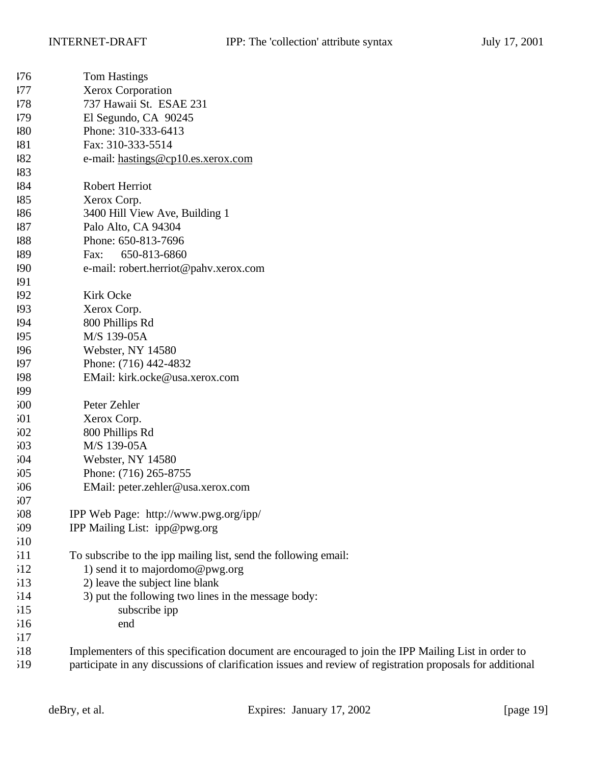Tom Hastings
Xerox Corporation
737 Hawaii St. ESAE 231
El Segundo, CA 90245
Phone: 310-333-6413
Fax: 310-333-5514
e-mail: hastings@cp10.es.xerox.com

Robert Herriot
Xerox Corp.
3400 Hill View Ave, Building 1
Palo Alto, CA 94304
Phone: 650-813-7696
Fax: 650-813-6860
e-mail: robert.herriot@pahv.xerox.com

Kirk Ocke
Xerox Corp.
800 Phillips Rd
M/S 139-05A
Webster, NY 14580
Phone: (716) 442-4832
EMail: kirk.ocke@usa.xerox.com

Peter Zehler
Xerox Corp.
800 Phillips Rd
M/S 139-05A
Webster, NY 14580
Phone: (716) 265-8755
EMail: peter.zehler@usa.xerox.com

IPP Web Page: http://www.pwg.org/ipp/
IPP Mailing List: ipp@pwg.org

To subscribe to the ipp mailing list, send the following email:

1) send it to majordomo@pwg.org
2) leave the subject line blank
3) put the following two lines in the message body:

```
subscribe ipp
end
```

Implementers of this specification document are encouraged to join the IPP Mailing List in order to participate in any discussions of clarification issues and review of registration proposals for additional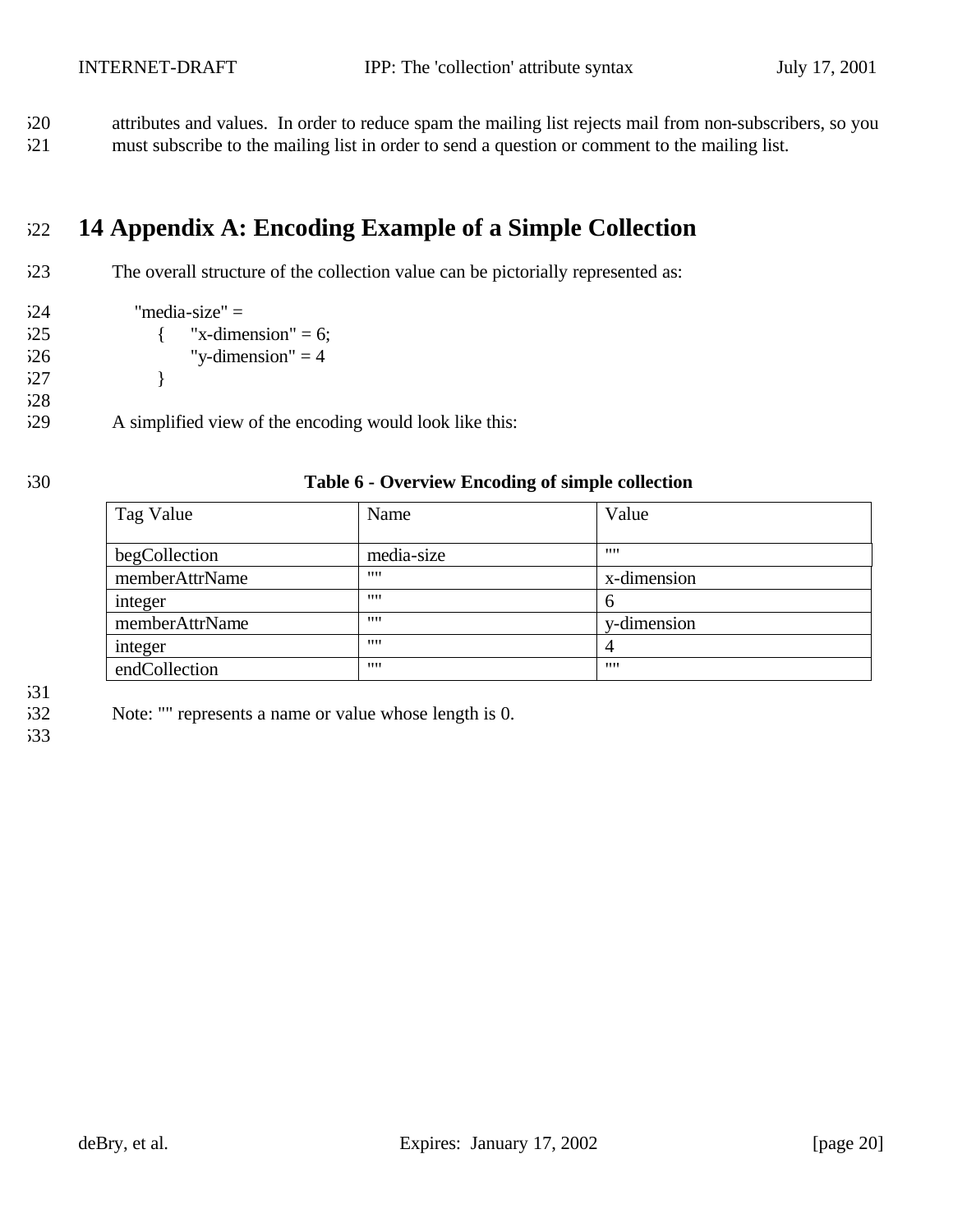attributes and values. In order to reduce spam the mailing list rejects mail from non-subscribers, so you must subscribe to the mailing list in order to send a question or comment to the mailing list.

# 14 Appendix A: Encoding Example of a Simple Collection

The overall structure of the collection value can be pictorially represented as:

```
"media-size" =
    {    "x-dimension" = 6;
         "y-dimension" = 4
    }
```

A simplified view of the encoding would look like this:

**Table 6 - Overview Encoding of simple collection**

| Tag Value | Name | Value |
|---|---|---|
| begCollection | media-size | "" |
| memberAttrName | "" | x-dimension |
| integer | "" | 6 |
| memberAttrName | "" | y-dimension |
| integer | "" | 4 |
| endCollection | "" | "" |

Note: "" represents a name or value whose length is 0.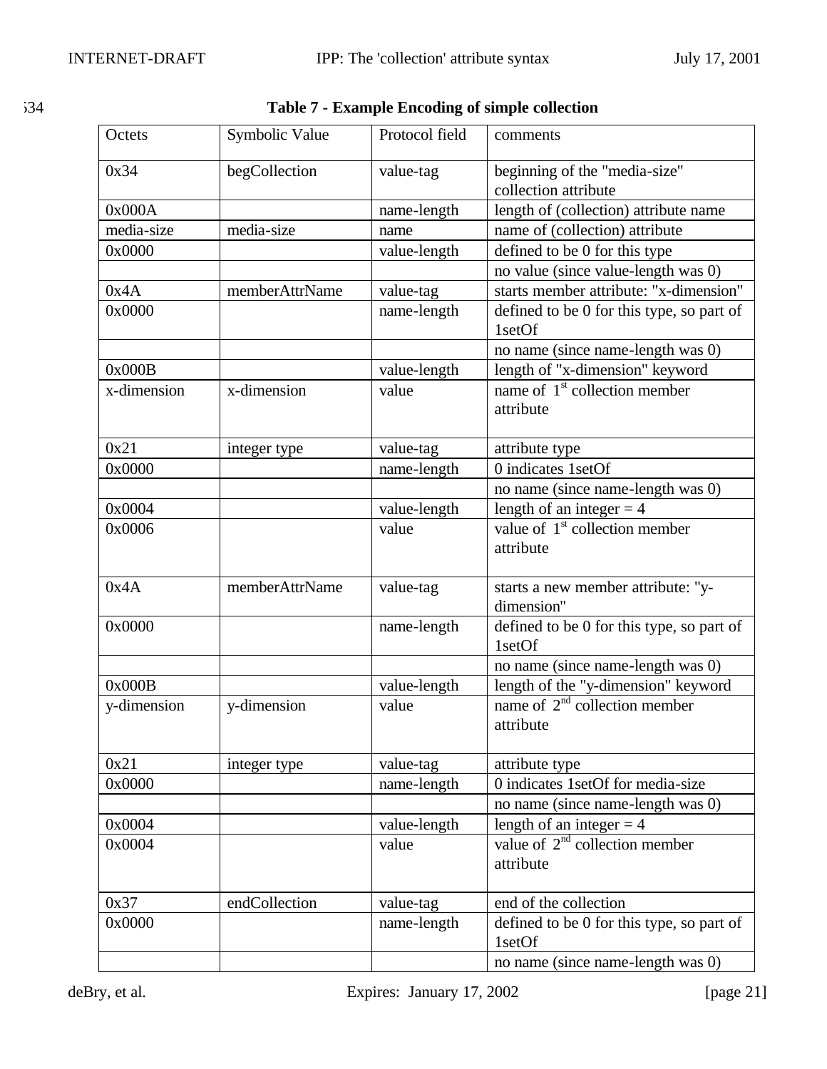**Table 7 - Example Encoding of simple collection**

| Octets | Symbolic Value | Protocol field | comments |
|---|---|---|---|
| 0x34 | begCollection | value-tag | beginning of the "media-size" collection attribute |
| 0x000A | | name-length | length of (collection) attribute name |
| media-size | media-size | name | name of (collection) attribute |
| 0x0000 | | value-length | defined to be 0 for this type |
| | | | no value (since value-length was 0) |
| 0x4A | memberAttrName | value-tag | starts member attribute: "x-dimension" |
| 0x0000 | | name-length | defined to be 0 for this type, so part of 1setOf |
| | | | no name (since name-length was 0) |
| 0x000B | | value-length | length of "x-dimension" keyword |
| x-dimension | x-dimension | value | name of 1st collection member attribute |
| 0x21 | integer type | value-tag | attribute type |
| 0x0000 | | name-length | 0 indicates 1setOf |
| | | | no name (since name-length was 0) |
| 0x0004 | | value-length | length of an integer = 4 |
| 0x0006 | | value | value of 1st collection member attribute |
| 0x4A | memberAttrName | value-tag | starts a new member attribute: "y-dimension" |
| 0x0000 | | name-length | defined to be 0 for this type, so part of 1setOf |
| | | | no name (since name-length was 0) |
| 0x000B | | value-length | length of the "y-dimension" keyword |
| y-dimension | y-dimension | value | name of 2nd collection member attribute |
| 0x21 | integer type | value-tag | attribute type |
| 0x0000 | | name-length | 0 indicates 1setOf for media-size |
| | | | no name (since name-length was 0) |
| 0x0004 | | value-length | length of an integer = 4 |
| 0x0004 | | value | value of 2nd collection member attribute |
| 0x37 | endCollection | value-tag | end of the collection |
| 0x0000 | | name-length | defined to be 0 for this type, so part of 1setOf |
| | | | no name (since name-length was 0) |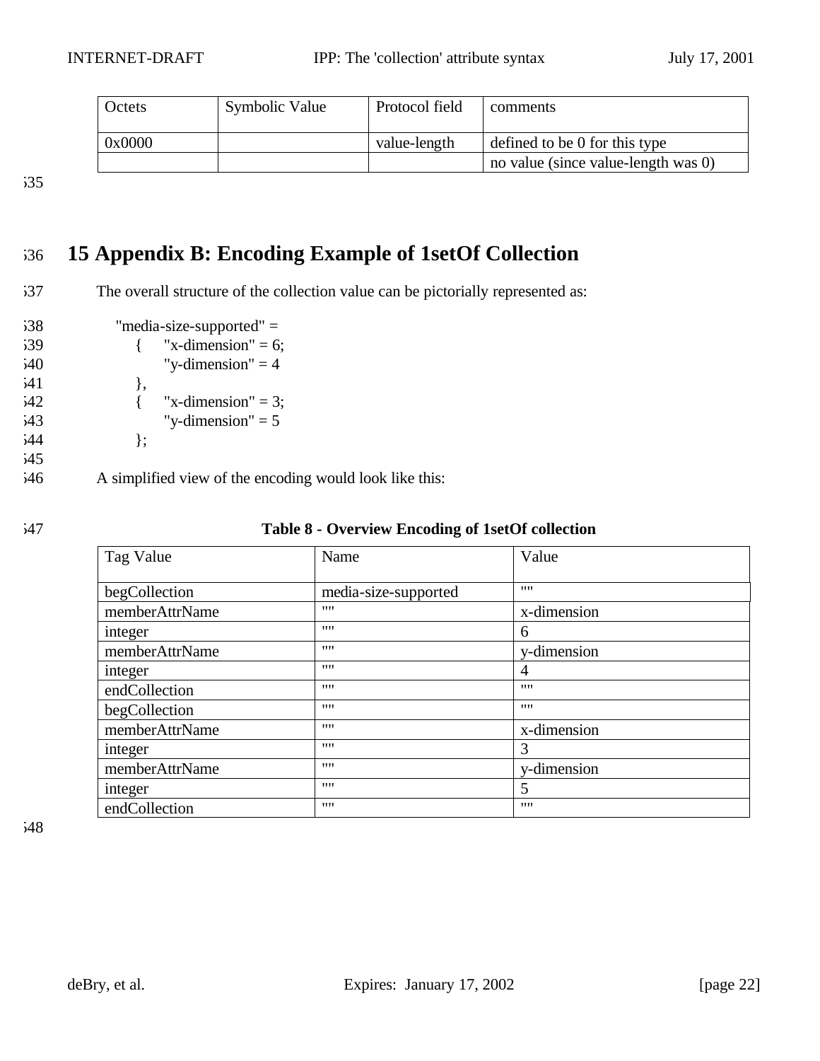| Octets | Symbolic Value | Protocol field | comments |
| --- | --- | --- | --- |
| 0x0000 | | value-length | defined to be 0 for this type |
| | | | no value (since value-length was 0) |

# 15 Appendix B: Encoding Example of 1setOf Collection

The overall structure of the collection value can be pictorially represented as:

```
"media-size-supported" =
    {    "x-dimension" = 6;
         "y-dimension" = 4
    },
    {    "x-dimension" = 3;
         "y-dimension" = 5
    };
```

A simplified view of the encoding would look like this:

**Table 8 - Overview Encoding of 1setOf collection**

| Tag Value | Name | Value |
| --- | --- | --- |
| begCollection | media-size-supported | "" |
| memberAttrName | "" | x-dimension |
| integer | "" | 6 |
| memberAttrName | "" | y-dimension |
| integer | "" | 4 |
| endCollection | "" | "" |
| begCollection | "" | "" |
| memberAttrName | "" | x-dimension |
| integer | "" | 3 |
| memberAttrName | "" | y-dimension |
| integer | "" | 5 |
| endCollection | "" | "" |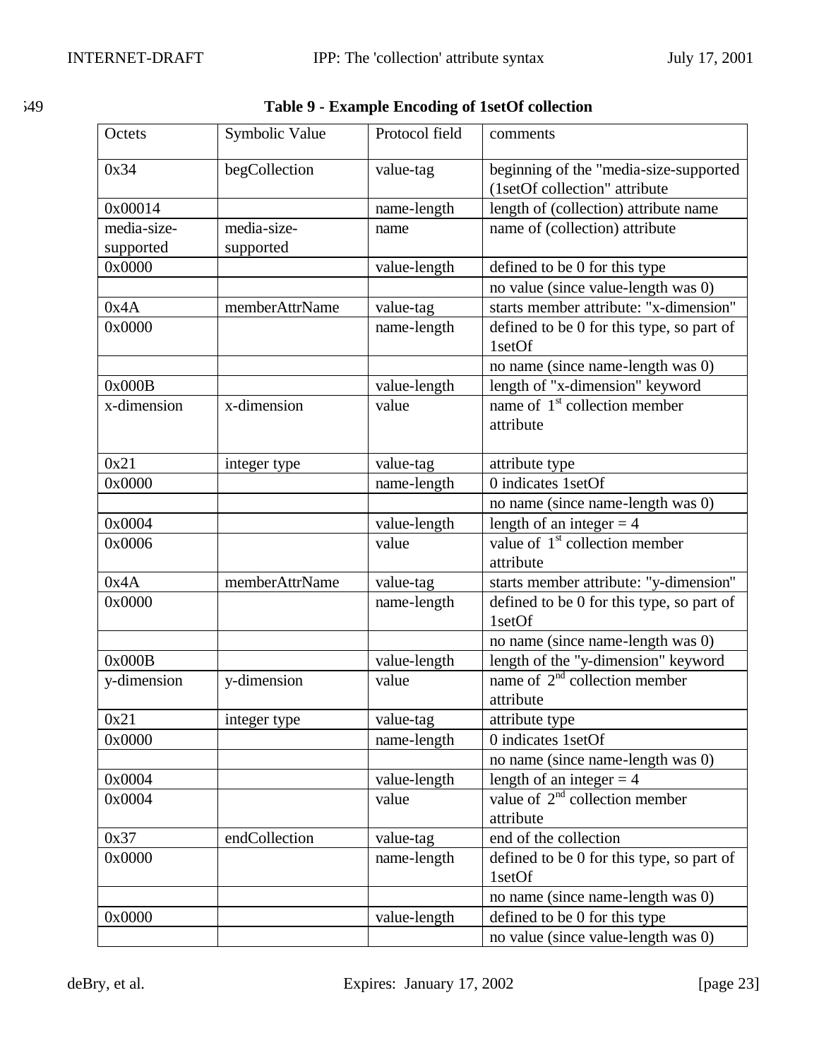**Table 9 - Example Encoding of 1setOf collection**

| Octets | Symbolic Value | Protocol field | comments |
|---|---|---|---|
| 0x34 | begCollection | value-tag | beginning of the "media-size-supported (1setOf collection" attribute |
| 0x00014 | | name-length | length of (collection) attribute name |
| media-size-supported | media-size-supported | name | name of (collection) attribute |
| 0x0000 | | value-length | defined to be 0 for this type |
| | | | no value (since value-length was 0) |
| 0x4A | memberAttrName | value-tag | starts member attribute: "x-dimension" |
| 0x0000 | | name-length | defined to be 0 for this type, so part of 1setOf |
| | | | no name (since name-length was 0) |
| 0x000B | | value-length | length of "x-dimension" keyword |
| x-dimension | x-dimension | value | name of 1st collection member attribute |
| 0x21 | integer type | value-tag | attribute type |
| 0x0000 | | name-length | 0 indicates 1setOf |
| | | | no name (since name-length was 0) |
| 0x0004 | | value-length | length of an integer = 4 |
| 0x0006 | | value | value of 1st collection member attribute |
| 0x4A | memberAttrName | value-tag | starts member attribute: "y-dimension" |
| 0x0000 | | name-length | defined to be 0 for this type, so part of 1setOf |
| | | | no name (since name-length was 0) |
| 0x000B | | value-length | length of the "y-dimension" keyword |
| y-dimension | y-dimension | value | name of 2nd collection member attribute |
| 0x21 | integer type | value-tag | attribute type |
| 0x0000 | | name-length | 0 indicates 1setOf |
| | | | no name (since name-length was 0) |
| 0x0004 | | value-length | length of an integer = 4 |
| 0x0004 | | value | value of 2nd collection member attribute |
| 0x37 | endCollection | value-tag | end of the collection |
| 0x0000 | | name-length | defined to be 0 for this type, so part of 1setOf |
| | | | no name (since name-length was 0) |
| 0x0000 | | value-length | defined to be 0 for this type |
| | | | no value (since value-length was 0) |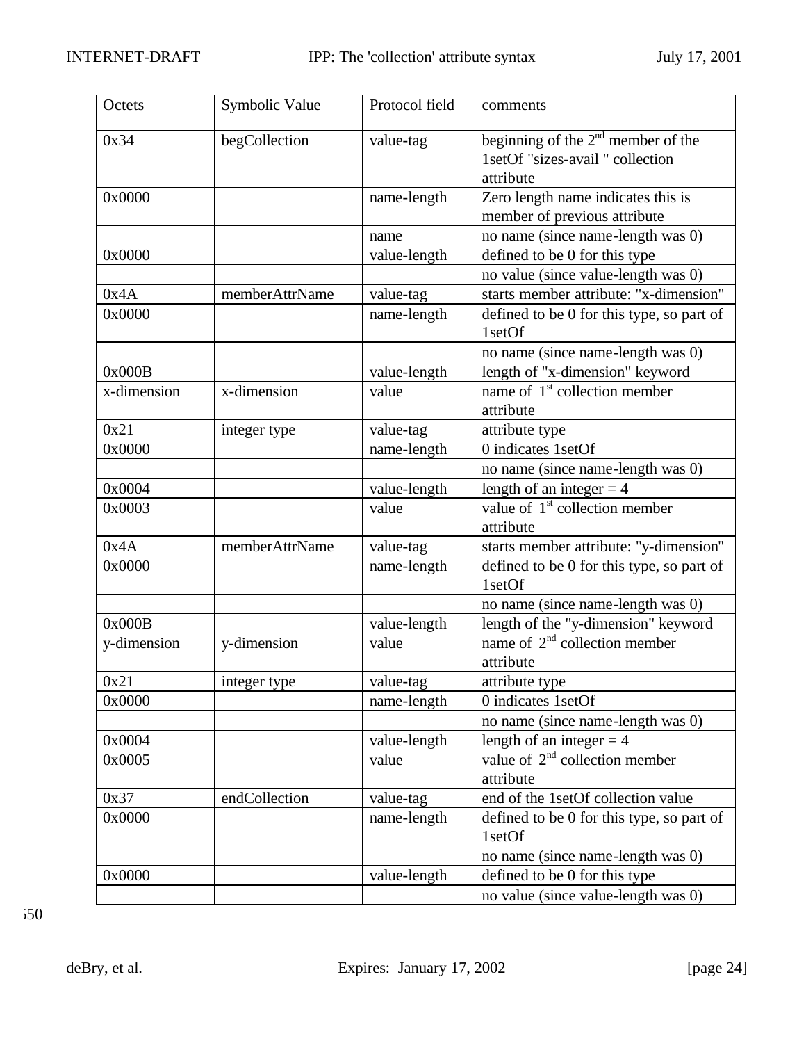| Octets | Symbolic Value | Protocol field | comments |
|---|---|---|---|
| 0x34 | begCollection | value-tag | beginning of the 2nd member of the 1setOf "sizes-avail " collection attribute |
| 0x0000 | | name-length | Zero length name indicates this is member of previous attribute |
| | | name | no name (since name-length was 0) |
| 0x0000 | | value-length | defined to be 0 for this type |
| | | | no value (since value-length was 0) |
| 0x4A | memberAttrName | value-tag | starts member attribute: "x-dimension" |
| 0x0000 | | name-length | defined to be 0 for this type, so part of 1setOf |
| | | | no name (since name-length was 0) |
| 0x000B | | value-length | length of "x-dimension" keyword |
| x-dimension | x-dimension | value | name of 1st collection member attribute |
| 0x21 | integer type | value-tag | attribute type |
| 0x0000 | | name-length | 0 indicates 1setOf |
| | | | no name (since name-length was 0) |
| 0x0004 | | value-length | length of an integer = 4 |
| 0x0003 | | value | value of 1st collection member attribute |
| 0x4A | memberAttrName | value-tag | starts member attribute: "y-dimension" |
| 0x0000 | | name-length | defined to be 0 for this type, so part of 1setOf |
| | | | no name (since name-length was 0) |
| 0x000B | | value-length | length of the "y-dimension" keyword |
| y-dimension | y-dimension | value | name of 2nd collection member attribute |
| 0x21 | integer type | value-tag | attribute type |
| 0x0000 | | name-length | 0 indicates 1setOf |
| | | | no name (since name-length was 0) |
| 0x0004 | | value-length | length of an integer = 4 |
| 0x0005 | | value | value of 2nd collection member attribute |
| 0x37 | endCollection | value-tag | end of the 1setOf collection value |
| 0x0000 | | name-length | defined to be 0 for this type, so part of 1setOf |
| | | | no name (since name-length was 0) |
| 0x0000 | | value-length | defined to be 0 for this type |
| | | | no value (since value-length was 0) |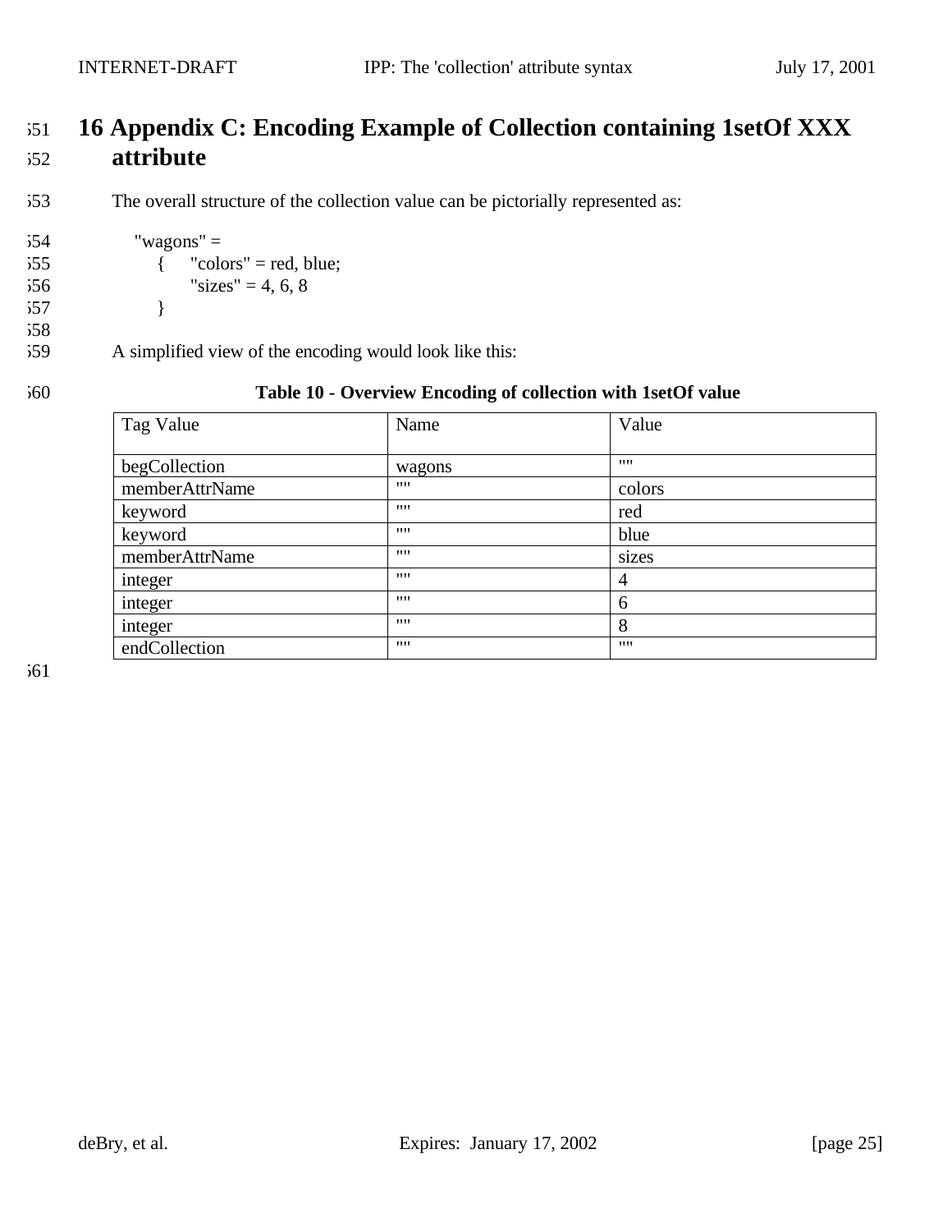# 16 Appendix C: Encoding Example of Collection containing 1setOf XXX attribute

The overall structure of the collection value can be pictorially represented as:

```
"wagons" =
    {    "colors" = red, blue;
         "sizes" = 4, 6, 8
    }
```

A simplified view of the encoding would look like this:

**Table 10 - Overview Encoding of collection with 1setOf value**

| Tag Value | Name | Value |
|---|---|---|
| begCollection | wagons | "" |
| memberAttrName | "" | colors |
| keyword | "" | red |
| keyword | "" | blue |
| memberAttrName | "" | sizes |
| integer | "" | 4 |
| integer | "" | 6 |
| integer | "" | 8 |
| endCollection | "" | "" |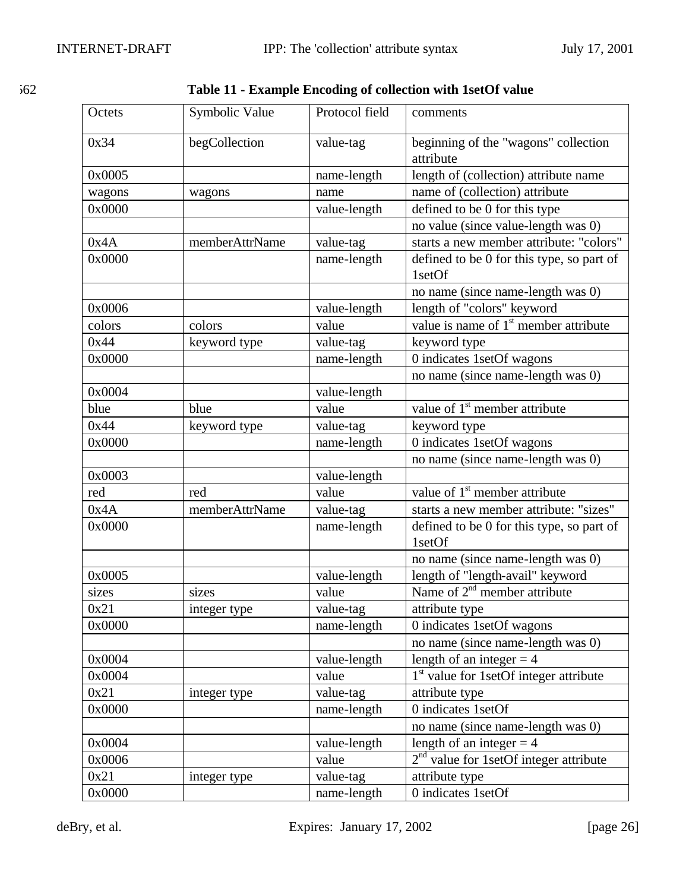**Table 11 - Example Encoding of collection with 1setOf value**

| Octets | Symbolic Value | Protocol field | comments |
|---|---|---|---|
| 0x34 | begCollection | value-tag | beginning of the "wagons" collection attribute |
| 0x0005 | | name-length | length of (collection) attribute name |
| wagons | wagons | name | name of (collection) attribute |
| 0x0000 | | value-length | defined to be 0 for this type |
| | | | no value (since value-length was 0) |
| 0x4A | memberAttrName | value-tag | starts a new member attribute: "colors" |
| 0x0000 | | name-length | defined to be 0 for this type, so part of 1setOf |
| | | | no name (since name-length was 0) |
| 0x0006 | | value-length | length of "colors" keyword |
| colors | colors | value | value is name of 1st member attribute |
| 0x44 | keyword type | value-tag | keyword type |
| 0x0000 | | name-length | 0 indicates 1setOf wagons |
| | | | no name (since name-length was 0) |
| 0x0004 | | value-length | |
| blue | blue | value | value of 1st member attribute |
| 0x44 | keyword type | value-tag | keyword type |
| 0x0000 | | name-length | 0 indicates 1setOf wagons |
| | | | no name (since name-length was 0) |
| 0x0003 | | value-length | |
| red | red | value | value of 1st member attribute |
| 0x4A | memberAttrName | value-tag | starts a new member attribute: "sizes" |
| 0x0000 | | name-length | defined to be 0 for this type, so part of 1setOf |
| | | | no name (since name-length was 0) |
| 0x0005 | | value-length | length of "length-avail" keyword |
| sizes | sizes | value | Name of 2nd member attribute |
| 0x21 | integer type | value-tag | attribute type |
| 0x0000 | | name-length | 0 indicates 1setOf wagons |
| | | | no name (since name-length was 0) |
| 0x0004 | | value-length | length of an integer = 4 |
| 0x0004 | | value | 1st value for 1setOf integer attribute |
| 0x21 | integer type | value-tag | attribute type |
| 0x0000 | | name-length | 0 indicates 1setOf |
| | | | no name (since name-length was 0) |
| 0x0004 | | value-length | length of an integer = 4 |
| 0x0006 | | value | 2nd value for 1setOf integer attribute |
| 0x21 | integer type | value-tag | attribute type |
| 0x0000 | | name-length | 0 indicates 1setOf |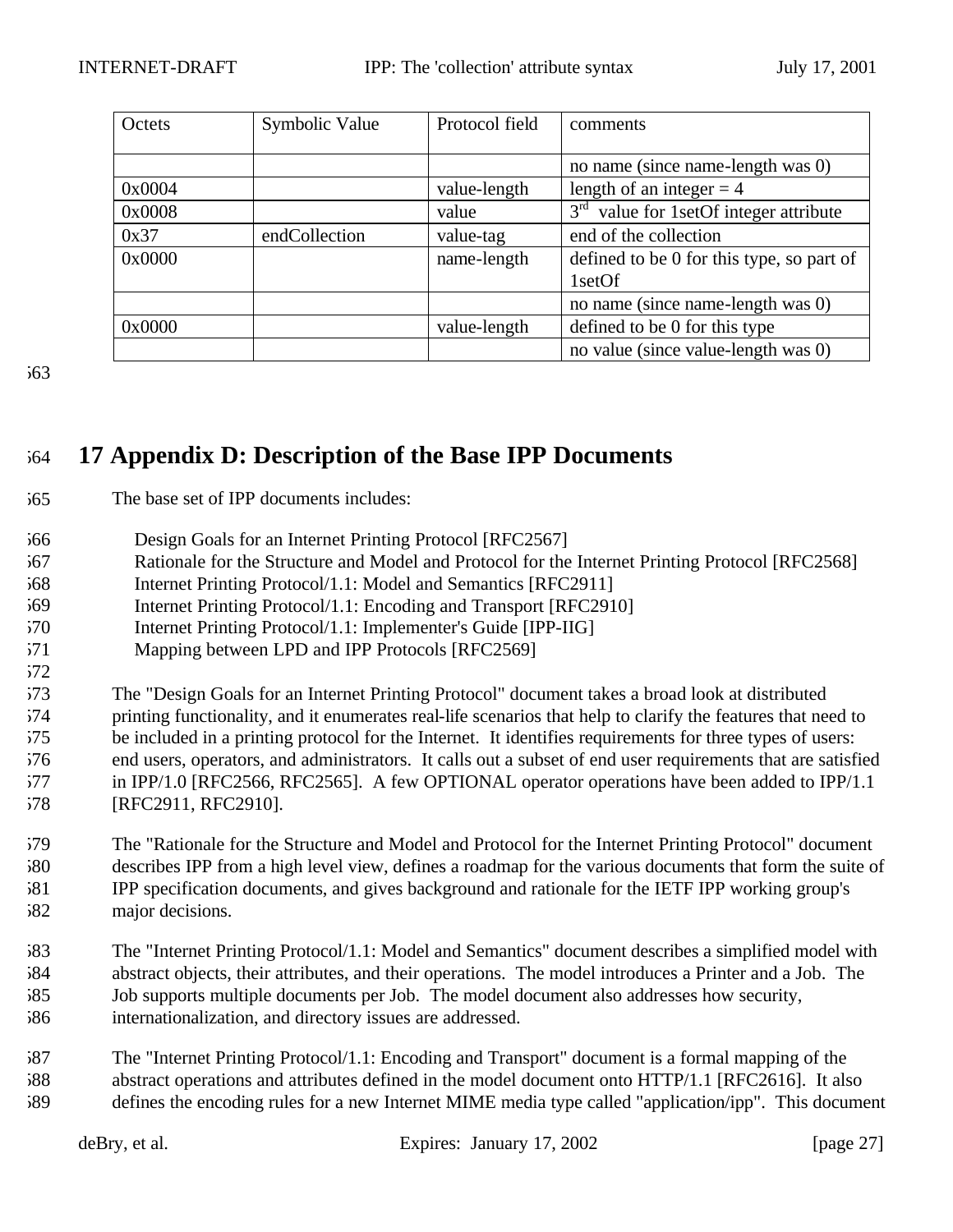| Octets | Symbolic Value | Protocol field | comments |
|---|---|---|---|
| | | | no name (since name-length was 0) |
| 0x0004 | | value-length | length of an integer = 4 |
| 0x0008 | | value | 3rd value for 1setOf integer attribute |
| 0x37 | endCollection | value-tag | end of the collection |
| 0x0000 | | name-length | defined to be 0 for this type, so part of 1setOf |
| | | | no name (since name-length was 0) |
| 0x0000 | | value-length | defined to be 0 for this type |
| | | | no value (since value-length was 0) |

# 17 Appendix D: Description of the Base IPP Documents

The base set of IPP documents includes:

Design Goals for an Internet Printing Protocol [RFC2567]
Rationale for the Structure and Model and Protocol for the Internet Printing Protocol [RFC2568]
Internet Printing Protocol/1.1: Model and Semantics [RFC2911]
Internet Printing Protocol/1.1: Encoding and Transport [RFC2910]
Internet Printing Protocol/1.1: Implementer's Guide [IPP-IIG]
Mapping between LPD and IPP Protocols [RFC2569]

The "Design Goals for an Internet Printing Protocol" document takes a broad look at distributed printing functionality, and it enumerates real-life scenarios that help to clarify the features that need to be included in a printing protocol for the Internet. It identifies requirements for three types of users: end users, operators, and administrators. It calls out a subset of end user requirements that are satisfied in IPP/1.0 [RFC2566, RFC2565]. A few OPTIONAL operator operations have been added to IPP/1.1 [RFC2911, RFC2910].

The "Rationale for the Structure and Model and Protocol for the Internet Printing Protocol" document describes IPP from a high level view, defines a roadmap for the various documents that form the suite of IPP specification documents, and gives background and rationale for the IETF IPP working group's major decisions.

The "Internet Printing Protocol/1.1: Model and Semantics" document describes a simplified model with abstract objects, their attributes, and their operations. The model introduces a Printer and a Job. The Job supports multiple documents per Job. The model document also addresses how security, internationalization, and directory issues are addressed.

The "Internet Printing Protocol/1.1: Encoding and Transport" document is a formal mapping of the abstract operations and attributes defined in the model document onto HTTP/1.1 [RFC2616]. It also defines the encoding rules for a new Internet MIME media type called "application/ipp". This document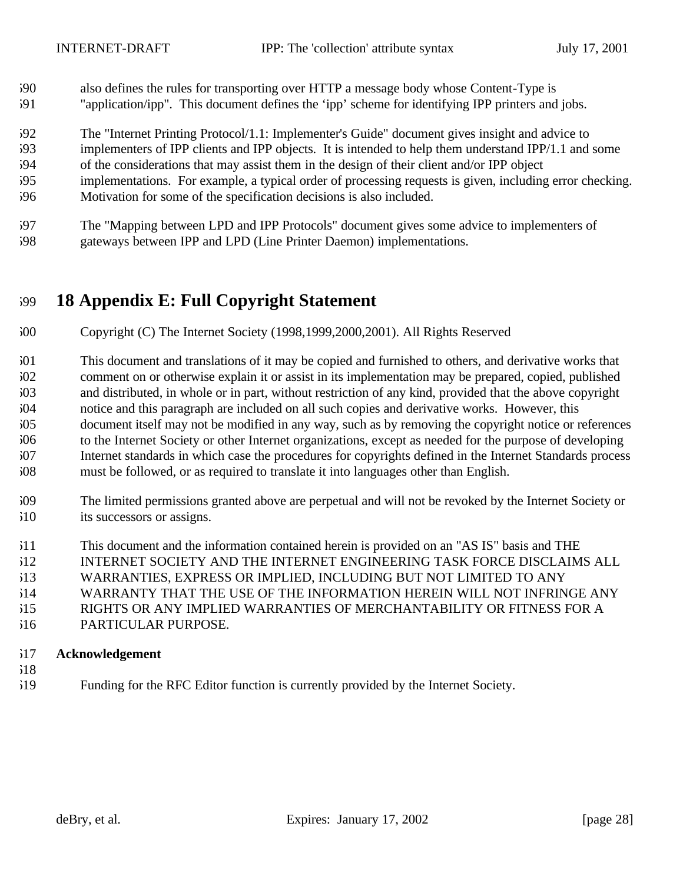also defines the rules for transporting over HTTP a message body whose Content-Type is "application/ipp". This document defines the 'ipp' scheme for identifying IPP printers and jobs.

The "Internet Printing Protocol/1.1: Implementer's Guide" document gives insight and advice to implementers of IPP clients and IPP objects. It is intended to help them understand IPP/1.1 and some of the considerations that may assist them in the design of their client and/or IPP object implementations. For example, a typical order of processing requests is given, including error checking. Motivation for some of the specification decisions is also included.

The "Mapping between LPD and IPP Protocols" document gives some advice to implementers of gateways between IPP and LPD (Line Printer Daemon) implementations.

# 18 Appendix E: Full Copyright Statement

Copyright (C) The Internet Society (1998,1999,2000,2001). All Rights Reserved

This document and translations of it may be copied and furnished to others, and derivative works that comment on or otherwise explain it or assist in its implementation may be prepared, copied, published and distributed, in whole or in part, without restriction of any kind, provided that the above copyright notice and this paragraph are included on all such copies and derivative works. However, this document itself may not be modified in any way, such as by removing the copyright notice or references to the Internet Society or other Internet organizations, except as needed for the purpose of developing Internet standards in which case the procedures for copyrights defined in the Internet Standards process must be followed, or as required to translate it into languages other than English.

The limited permissions granted above are perpetual and will not be revoked by the Internet Society or its successors or assigns.

This document and the information contained herein is provided on an "AS IS" basis and THE INTERNET SOCIETY AND THE INTERNET ENGINEERING TASK FORCE DISCLAIMS ALL WARRANTIES, EXPRESS OR IMPLIED, INCLUDING BUT NOT LIMITED TO ANY WARRANTY THAT THE USE OF THE INFORMATION HEREIN WILL NOT INFRINGE ANY RIGHTS OR ANY IMPLIED WARRANTIES OF MERCHANTABILITY OR FITNESS FOR A PARTICULAR PURPOSE.

**Acknowledgement**

Funding for the RFC Editor function is currently provided by the Internet Society.